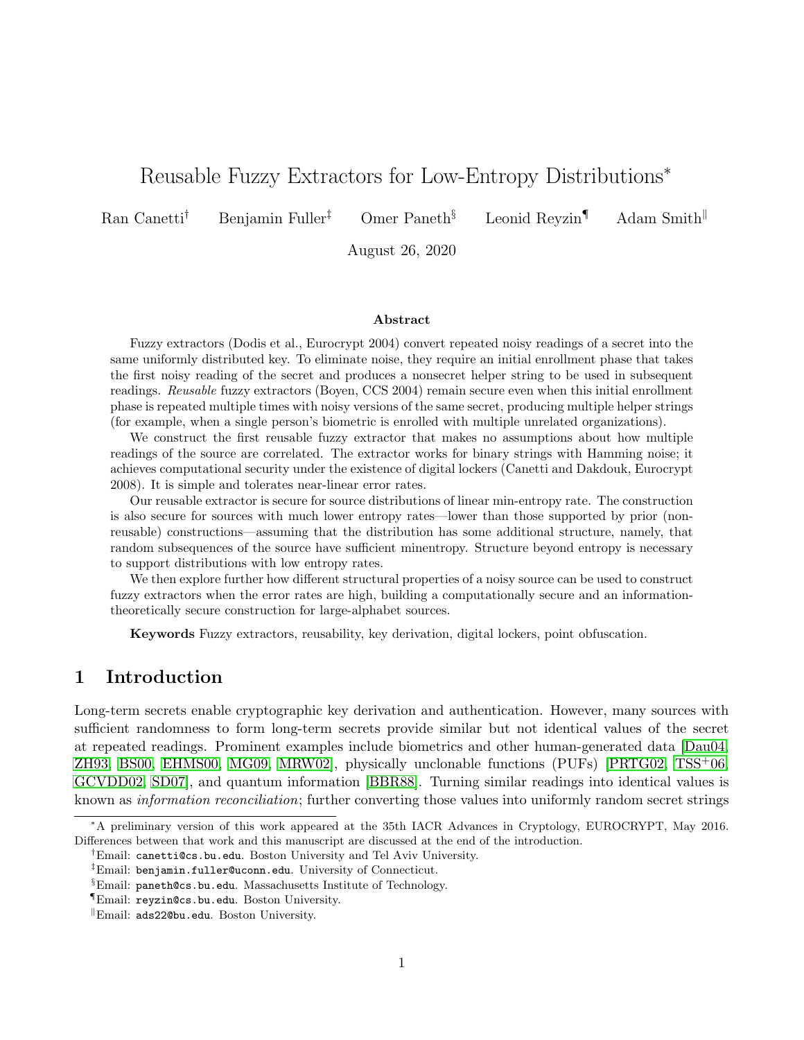# Reusable Fuzzy Extractors for Low-Entropy Distributions*

Ran Canetti[†] Benjamin Fuller[‡] Omer Paneth[§] Leonid Reyzin[¶] Adam Smith[‖]

August 26, 2020

### Abstract

Fuzzy extractors (Dodis et al., Eurocrypt 2004) convert repeated noisy readings of a secret into the same uniformly distributed key. To eliminate noise, they require an initial enrollment phase that takes the first noisy reading of the secret and produces a nonsecret helper string to be used in subsequent readings. *Reusable* fuzzy extractors (Boyen, CCS 2004) remain secure even when this initial enrollment phase is repeated multiple times with noisy versions of the same secret, producing multiple helper strings (for example, when a single person's biometric is enrolled with multiple unrelated organizations).

We construct the first reusable fuzzy extractor that makes no assumptions about how multiple readings of the source are correlated. The extractor works for binary strings with Hamming noise; it achieves computational security under the existence of digital lockers (Canetti and Dakdouk, Eurocrypt 2008). It is simple and tolerates near-linear error rates.

Our reusable extractor is secure for source distributions of linear min-entropy rate. The construction is also secure for sources with much lower entropy rates—lower than those supported by prior (non-reusable) constructions—assuming that the distribution has some additional structure, namely, that random subsequences of the source have sufficient minentropy. Structure beyond entropy is necessary to support distributions with low entropy rates.

We then explore further how different structural properties of a noisy source can be used to construct fuzzy extractors when the error rates are high, building a computationally secure and an information-theoretically secure construction for large-alphabet sources.

**Keywords** Fuzzy extractors, reusability, key derivation, digital lockers, point obfuscation.

## 1 Introduction

Long-term secrets enable cryptographic key derivation and authentication. However, many sources with sufficient randomness to form long-term secrets provide similar but not identical values of the secret at repeated readings. Prominent examples include biometrics and other human-generated data [Dau04, ZH93, BS00, EHMS00, MG09, MRW02], physically unclonable functions (PUFs) [PRTG02, TSS+06, GCVDD02, SD07], and quantum information [BBR88]. Turning similar readings into identical values is known as *information reconciliation*; further converting those values into uniformly random secret strings

---

*A preliminary version of this work appeared at the 35th IACR Advances in Cryptology, EUROCRYPT, May 2016. Differences between that work and this manuscript are discussed at the end of the introduction.

[†]Email: canetti@cs.bu.edu. Boston University and Tel Aviv University.

[‡]Email: benjamin.fuller@uconn.edu. University of Connecticut.

[§]Email: paneth@cs.bu.edu. Massachusetts Institute of Technology.

[¶]Email: reyzin@cs.bu.edu. Boston University.

[‖]Email: ads22@bu.edu. Boston University.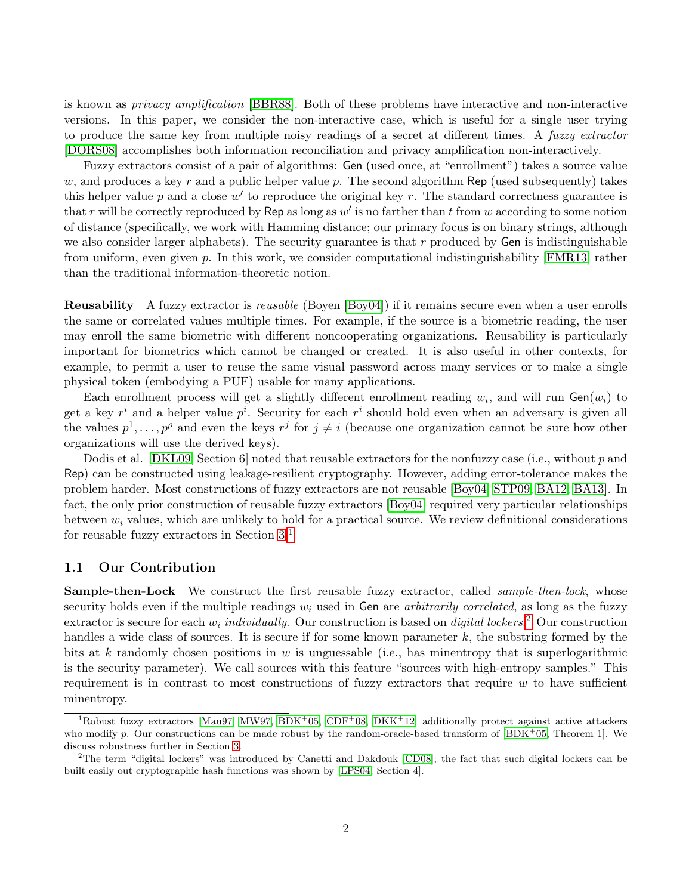is known as *privacy amplification* [BBR88]. Both of these problems have interactive and non-interactive versions. In this paper, we consider the non-interactive case, which is useful for a single user trying to produce the same key from multiple noisy readings of a secret at different times. A *fuzzy extractor* [DORS08] accomplishes both information reconciliation and privacy amplification non-interactively.

Fuzzy extractors consist of a pair of algorithms: $\mathsf{Gen}$ (used once, at "enrollment") takes a source value $w$, and produces a key $r$ and a public helper value $p$. The second algorithm $\mathsf{Rep}$ (used subsequently) takes this helper value $p$ and a close $w'$ to reproduce the original key $r$. The standard correctness guarantee is that $r$ will be correctly reproduced by $\mathsf{Rep}$ as long as $w'$ is no farther than $t$ from $w$ according to some notion of distance (specifically, we work with Hamming distance; our primary focus is on binary strings, although we also consider larger alphabets). The security guarantee is that $r$ produced by $\mathsf{Gen}$ is indistinguishable from uniform, even given $p$. In this work, we consider computational indistinguishability [FMR13] rather than the traditional information-theoretic notion.

**Reusability** A fuzzy extractor is *reusable* (Boyen [Boy04]) if it remains secure even when a user enrolls the same or correlated values multiple times. For example, if the source is a biometric reading, the user may enroll the same biometric with different noncooperating organizations. Reusability is particularly important for biometrics which cannot be changed or created. It is also useful in other contexts, for example, to permit a user to reuse the same visual password across many services or to make a single physical token (embodying a PUF) usable for many applications.

Each enrollment process will get a slightly different enrollment reading $w_i$, and will run $\mathsf{Gen}(w_i)$ to get a key $r^i$ and a helper value $p^i$. Security for each $r^i$ should hold even when an adversary is given all the values $p^1, \ldots, p^\rho$ and even the keys $r^j$ for $j \neq i$ (because one organization cannot be sure how other organizations will use the derived keys).

Dodis et al. [DKL09, Section 6] noted that reusable extractors for the nonfuzzy case (i.e., without $p$ and $\mathsf{Rep}$) can be constructed using leakage-resilient cryptography. However, adding error-tolerance makes the problem harder. Most constructions of fuzzy extractors are not reusable [Boy04, STP09, BA12, BA13]. In fact, the only prior construction of reusable fuzzy extractors [Boy04] required very particular relationships between $w_i$ values, which are unlikely to hold for a practical source. We review definitional considerations for reusable fuzzy extractors in Section 3.[1]

## 1.1 Our Contribution

**Sample-then-Lock** We construct the first reusable fuzzy extractor, called *sample-then-lock*, whose security holds even if the multiple readings $w_i$ used in $\mathsf{Gen}$ are *arbitrarily correlated*, as long as the fuzzy extractor is secure for each $w_i$ *individually*. Our construction is based on *digital lockers*.[2] Our construction handles a wide class of sources. It is secure if for some known parameter $k$, the substring formed by the bits at $k$ randomly chosen positions in $w$ is unguessable (i.e., has minentropy that is superlogarithmic is the security parameter). We call sources with this feature "sources with high-entropy samples." This requirement is in contrast to most constructions of fuzzy extractors that require $w$ to have sufficient minentropy.

---

[1] Robust fuzzy extractors [Mau97, MW97, BDK+05, CDF+08, DKK+12] additionally protect against active attackers who modify $p$. Our constructions can be made robust by the random-oracle-based transform of [BDK+05, Theorem 1]. We discuss robustness further in Section 3.

[2] The term "digital lockers" was introduced by Canetti and Dakdouk [CD08]; the fact that such digital lockers can be built easily out cryptographic hash functions was shown by [LPS04, Section 4].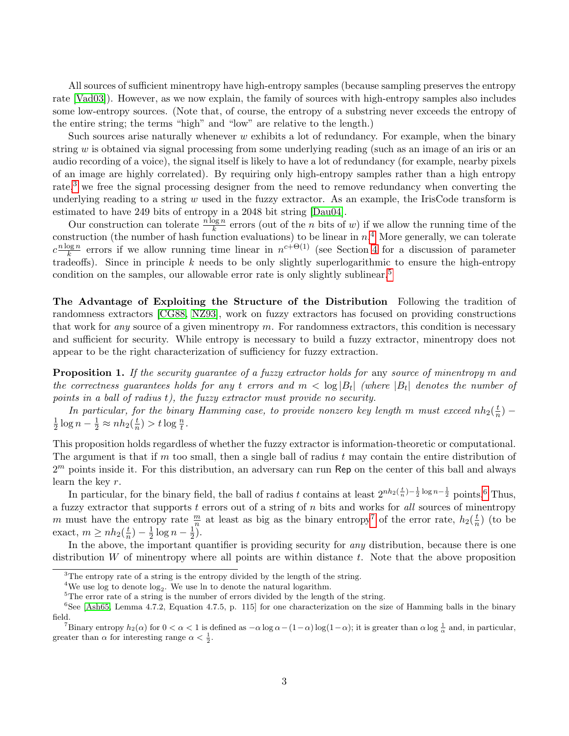All sources of sufficient minentropy have high-entropy samples (because sampling preserves the entropy rate [Vad03]). However, as we now explain, the family of sources with high-entropy samples also includes some low-entropy sources. (Note that, of course, the entropy of a substring never exceeds the entropy of the entire string; the terms "high" and "low" are relative to the length.)

Such sources arise naturally whenever $w$ exhibits a lot of redundancy. For example, when the binary string $w$ is obtained via signal processing from some underlying reading (such as an image of an iris or an audio recording of a voice), the signal itself is likely to have a lot of redundancy (for example, nearby pixels of an image are highly correlated). By requiring only high-entropy samples rather than a high entropy rate,[3] we free the signal processing designer from the need to remove redundancy when converting the underlying reading to a string $w$ used in the fuzzy extractor. As an example, the IrisCode transform is estimated to have 249 bits of entropy in a 2048 bit string [Dau04].

Our construction can tolerate $\frac{n \log n}{k}$ errors (out of the $n$ bits of $w$) if we allow the running time of the construction (the number of hash function evaluations) to be linear in $n$.[4] More generally, we can tolerate $c\frac{n \log n}{k}$ errors if we allow running time linear in $n^{c+\Theta(1)}$ (see Section 4 for a discussion of parameter tradeoffs). Since in principle $k$ needs to be only slightly superlogarithmic to ensure the high-entropy condition on the samples, our allowable error rate is only slightly sublinear.[5]

**The Advantage of Exploiting the Structure of the Distribution** Following the tradition of randomness extractors [CG88, NZ93], work on fuzzy extractors has focused on providing constructions that work for *any* source of a given minentropy $m$. For randomness extractors, this condition is necessary and sufficient for security. While entropy is necessary to build a fuzzy extractor, minentropy does not appear to be the right characterization of sufficiency for fuzzy extraction.

**Proposition 1.** *If the security guarantee of a fuzzy extractor holds for* any *source of minentropy $m$ and the correctness guarantees holds for any $t$ errors and $m < \log |B_t|$ (where $|B_t|$ denotes the number of points in a ball of radius $t$), the fuzzy extractor must provide no security.*

*In particular, for the binary Hamming case, to provide nonzero key length $m$ must exceed $nh_2(\frac{t}{n}) - \frac{1}{2}\log n - \frac{1}{2} \approx nh_2(\frac{t}{n}) > t \log \frac{n}{t}$.*

This proposition holds regardless of whether the fuzzy extractor is information-theoretic or computational. The argument is that if $m$ too small, then a single ball of radius $t$ may contain the entire distribution of $2^m$ points inside it. For this distribution, an adversary can run $\mathsf{Rep}$ on the center of this ball and always learn the key $r$.

In particular, for the binary field, the ball of radius $t$ contains at least $2^{nh_2(\frac{t}{n}) - \frac{1}{2}\log n - \frac{1}{2}}$ points.[6] Thus, a fuzzy extractor that supports $t$ errors out of a string of $n$ bits and works for *all* sources of minentropy $m$ must have the entropy rate $\frac{m}{n}$ at least as big as the binary entropy[7] of the error rate, $h_2(\frac{t}{n})$ (to be exact, $m \geq nh_2(\frac{t}{n}) - \frac{1}{2}\log n - \frac{1}{2}$).

In the above, the important quantifier is providing security for *any* distribution, because there is one distribution $W$ of minentropy where all points are within distance $t$. Note that the above proposition

[3] The entropy rate of a string is the entropy divided by the length of the string.

[4] We use log to denote $\log_2$. We use ln to denote the natural logarithm.

[5] The error rate of a string is the number of errors divided by the length of the string.

[6] See [Ash65, Lemma 4.7.2, Equation 4.7.5, p. 115] for one characterization on the size of Hamming balls in the binary field.

[7] Binary entropy $h_2(\alpha)$ for $0 < \alpha < 1$ is defined as $-\alpha \log \alpha - (1-\alpha)\log(1-\alpha)$; it is greater than $\alpha \log \frac{1}{\alpha}$ and, in particular, greater than $\alpha$ for interesting range $\alpha < \frac{1}{2}$.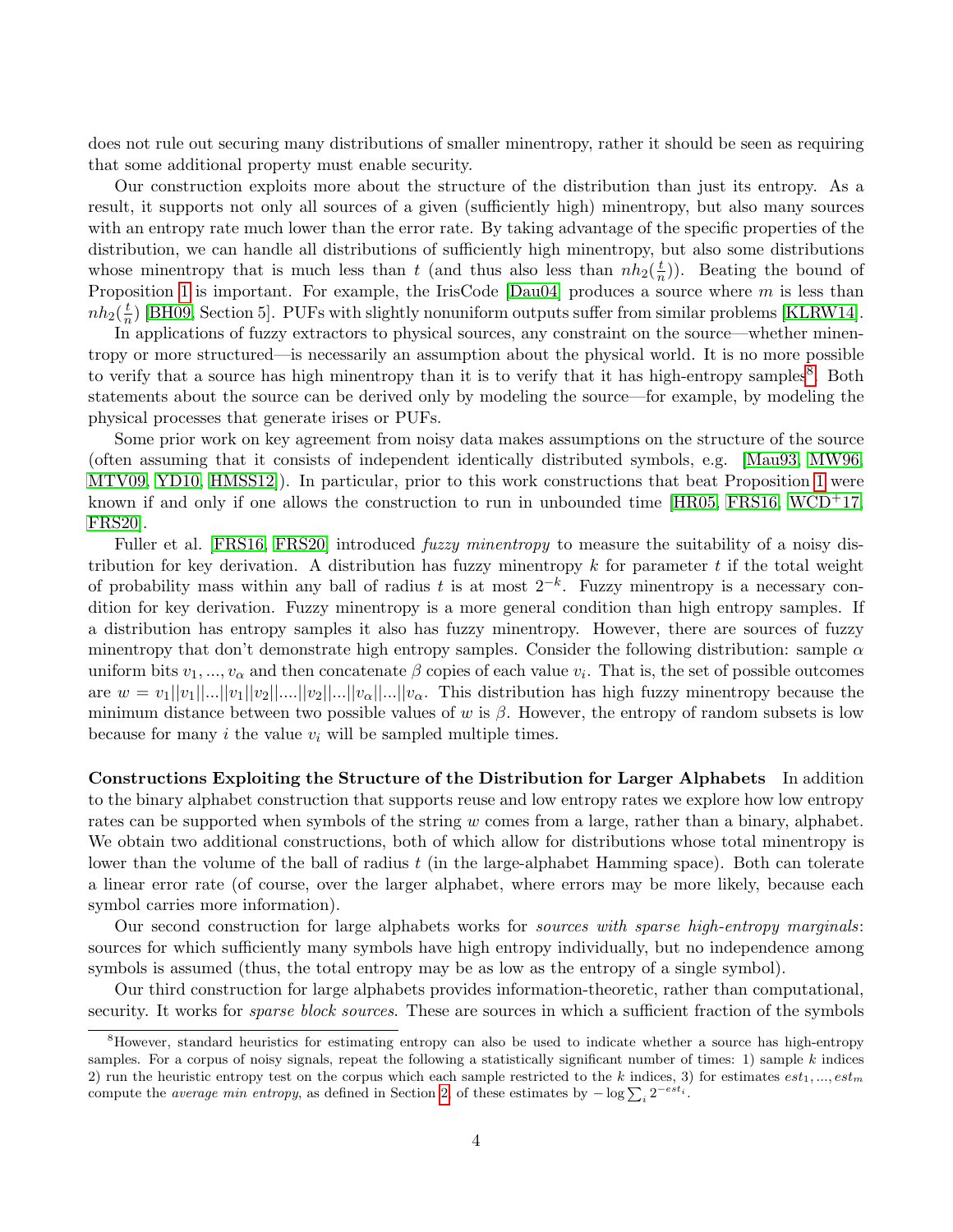does not rule out securing many distributions of smaller minentropy, rather it should be seen as requiring that some additional property must enable security.

Our construction exploits more about the structure of the distribution than just its entropy. As a result, it supports not only all sources of a given (sufficiently high) minentropy, but also many sources with an entropy rate much lower than the error rate. By taking advantage of the specific properties of the distribution, we can handle all distributions of sufficiently high minentropy, but also some distributions whose minentropy that is much less than $t$ (and thus also less than $nh_2(\frac{t}{n})$). Beating the bound of Proposition 1 is important. For example, the IrisCode [Dau04] produces a source where $m$ is less than $nh_2(\frac{t}{n})$ [BH09, Section 5]. PUFs with slightly nonuniform outputs suffer from similar problems [KLRW14].

In applications of fuzzy extractors to physical sources, any constraint on the source—whether minentropy or more structured—is necessarily an assumption about the physical world. It is no more possible to verify that a source has high minentropy than it is to verify that it has high-entropy samples[8]. Both statements about the source can be derived only by modeling the source—for example, by modeling the physical processes that generate irises or PUFs.

Some prior work on key agreement from noisy data makes assumptions on the structure of the source (often assuming that it consists of independent identically distributed symbols, e.g. [Mau93, MW96, MTV09, YD10, HMSS12]). In particular, prior to this work constructions that beat Proposition 1 were known if and only if one allows the construction to run in unbounded time [HR05, FRS16, WCD+17, FRS20].

Fuller et al. [FRS16, FRS20] introduced *fuzzy minentropy* to measure the suitability of a noisy distribution for key derivation. A distribution has fuzzy minentropy $k$ for parameter $t$ if the total weight of probability mass within any ball of radius $t$ is at most $2^{-k}$. Fuzzy minentropy is a necessary condition for key derivation. Fuzzy minentropy is a more general condition than high entropy samples. If a distribution has entropy samples it also has fuzzy minentropy. However, there are sources of fuzzy minentropy that don't demonstrate high entropy samples. Consider the following distribution: sample $\alpha$ uniform bits $v_1, ..., v_\alpha$ and then concatenate $\beta$ copies of each value $v_i$. That is, the set of possible outcomes are $w = v_1||v_1||...||v_1||v_2||....||v_2||...||v_\alpha||...||v_\alpha$. This distribution has high fuzzy minentropy because the minimum distance between two possible values of $w$ is $\beta$. However, the entropy of random subsets is low because for many $i$ the value $v_i$ will be sampled multiple times.

**Constructions Exploiting the Structure of the Distribution for Larger Alphabets** In addition to the binary alphabet construction that supports reuse and low entropy rates we explore how low entropy rates can be supported when symbols of the string $w$ comes from a large, rather than a binary, alphabet. We obtain two additional constructions, both of which allow for distributions whose total minentropy is lower than the volume of the ball of radius $t$ (in the large-alphabet Hamming space). Both can tolerate a linear error rate (of course, over the larger alphabet, where errors may be more likely, because each symbol carries more information).

Our second construction for large alphabets works for *sources with sparse high-entropy marginals*: sources for which sufficiently many symbols have high entropy individually, but no independence among symbols is assumed (thus, the total entropy may be as low as the entropy of a single symbol).

Our third construction for large alphabets provides information-theoretic, rather than computational, security. It works for *sparse block sources*. These are sources in which a sufficient fraction of the symbols

[8] However, standard heuristics for estimating entropy can also be used to indicate whether a source has high-entropy samples. For a corpus of noisy signals, repeat the following a statistically significant number of times: 1) sample $k$ indices 2) run the heuristic entropy test on the corpus which each sample restricted to the $k$ indices, 3) for estimates $est_1, ..., est_m$ compute the *average min entropy*, as defined in Section 2, of these estimates by $-\log \sum_i 2^{-est_i}$.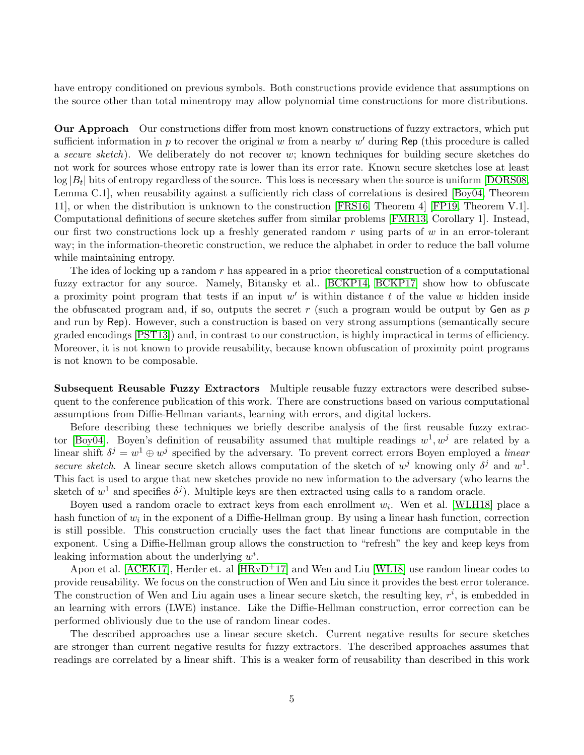have entropy conditioned on previous symbols. Both constructions provide evidence that assumptions on the source other than total minentropy may allow polynomial time constructions for more distributions.

**Our Approach** Our constructions differ from most known constructions of fuzzy extractors, which put sufficient information in $p$ to recover the original $w$ from a nearby $w'$ during $\mathsf{Rep}$ (this procedure is called a *secure sketch*). We deliberately do not recover $w$; known techniques for building secure sketches do not work for sources whose entropy rate is lower than its error rate. Known secure sketches lose at least $\log |B_t|$ bits of entropy regardless of the source. This loss is necessary when the source is uniform [DORS08, Lemma C.1], when reusability against a sufficiently rich class of correlations is desired [Boy04, Theorem 11], or when the distribution is unknown to the construction [FRS16, Theorem 4] [FP19, Theorem V.1]. Computational definitions of secure sketches suffer from similar problems [FMR13, Corollary 1]. Instead, our first two constructions lock up a freshly generated random $r$ using parts of $w$ in an error-tolerant way; in the information-theoretic construction, we reduce the alphabet in order to reduce the ball volume while maintaining entropy.

The idea of locking up a random $r$ has appeared in a prior theoretical construction of a computational fuzzy extractor for any source. Namely, Bitansky et al.. [BCKP14, BCKP17] show how to obfuscate a proximity point program that tests if an input $w'$ is within distance $t$ of the value $w$ hidden inside the obfuscated program and, if so, outputs the secret $r$ (such a program would be output by $\mathsf{Gen}$ as $p$ and run by $\mathsf{Rep}$). However, such a construction is based on very strong assumptions (semantically secure graded encodings [PST13]) and, in contrast to our construction, is highly impractical in terms of efficiency. Moreover, it is not known to provide reusability, because known obfuscation of proximity point programs is not known to be composable.

**Subsequent Reusable Fuzzy Extractors** Multiple reusable fuzzy extractors were described subsequent to the conference publication of this work. There are constructions based on various computational assumptions from Diffie-Hellman variants, learning with errors, and digital lockers.

Before describing these techniques we briefly describe analysis of the first reusable fuzzy extractor [Boy04]. Boyen's definition of reusability assumed that multiple readings $w^1, w^j$ are related by a linear shift $\delta^j = w^1 \oplus w^j$ specified by the adversary. To prevent correct errors Boyen employed a *linear secure sketch*. A linear secure sketch allows computation of the sketch of $w^j$ knowing only $\delta^j$ and $w^1$. This fact is used to argue that new sketches provide no new information to the adversary (who learns the sketch of $w^1$ and specifies $\delta^j$). Multiple keys are then extracted using calls to a random oracle.

Boyen used a random oracle to extract keys from each enrollment $w_i$. Wen et al. [WLH18] place a hash function of $w_i$ in the exponent of a Diffie-Hellman group. By using a linear hash function, correction is still possible. This construction crucially uses the fact that linear functions are computable in the exponent. Using a Diffie-Hellman group allows the construction to "refresh" the key and keep keys from leaking information about the underlying $w^i$.

Apon et al. [ACEK17], Herder et. al [HRvD+17] and Wen and Liu [WL18] use random linear codes to provide reusability. We focus on the construction of Wen and Liu since it provides the best error tolerance. The construction of Wen and Liu again uses a linear secure sketch, the resulting key, $r^i$, is embedded in an learning with errors (LWE) instance. Like the Diffie-Hellman construction, error correction can be performed obliviously due to the use of random linear codes.

The described approaches use a linear secure sketch. Current negative results for secure sketches are stronger than current negative results for fuzzy extractors. The described approaches assumes that readings are correlated by a linear shift. This is a weaker form of reusability than described in this work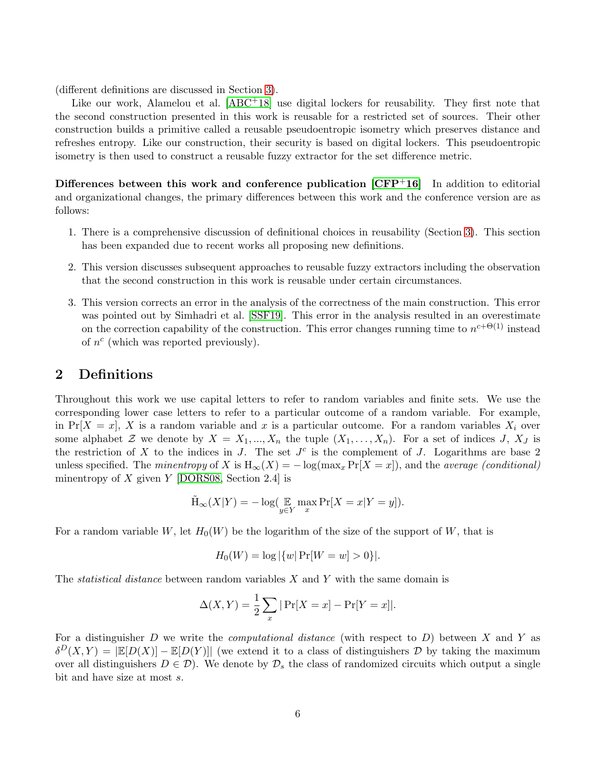(different definitions are discussed in Section 3).

Like our work, Alamelou et al. [ABC+18] use digital lockers for reusability. They first note that the second construction presented in this work is reusable for a restricted set of sources. Their other construction builds a primitive called a reusable pseudoentropic isometry which preserves distance and refreshes entropy. Like our construction, their security is based on digital lockers. This pseudoentropic isometry is then used to construct a reusable fuzzy extractor for the set difference metric.

**Differences between this work and conference publication [CFP+16]** In addition to editorial and organizational changes, the primary differences between this work and the conference version are as follows:

1. There is a comprehensive discussion of definitional choices in reusability (Section 3). This section has been expanded due to recent works all proposing new definitions.
2. This version discusses subsequent approaches to reusable fuzzy extractors including the observation that the second construction in this work is reusable under certain circumstances.
3. This version corrects an error in the analysis of the correctness of the main construction. This error was pointed out by Simhadri et al. [SSF19]. This error in the analysis resulted in an overestimate on the correction capability of the construction. This error changes running time to $n^{c+\Theta(1)}$ instead of $n^c$ (which was reported previously).

## 2 Definitions

Throughout this work we use capital letters to refer to random variables and finite sets. We use the corresponding lower case letters to refer to a particular outcome of a random variable. For example, in $\Pr[X = x]$, $X$ is a random variable and $x$ is a particular outcome. For a random variables $X_i$ over some alphabet $\mathcal{Z}$ we denote by $X = X_1, ..., X_n$ the tuple $(X_1, \ldots, X_n)$. For a set of indices $J$, $X_J$ is the restriction of $X$ to the indices in $J$. The set $J^c$ is the complement of $J$. Logarithms are base 2 unless specified. The *minentropy* of $X$ is $\mathrm{H}_\infty(X) = -\log(\max_x \Pr[X = x])$, and the *average (conditional)* minentropy of $X$ given $Y$ [DORS08, Section 2.4] is

$$\tilde{\mathrm{H}}_\infty(X|Y) = -\log(\mathop{\mathbb{E}}_{y \in Y} \max_x \Pr[X = x|Y = y]).$$

For a random variable $W$, let $H_0(W)$ be the logarithm of the size of the support of $W$, that is

$$H_0(W) = \log |\{w| \Pr[W = w] > 0\}|.$$

The *statistical distance* between random variables $X$ and $Y$ with the same domain is

$$\Delta(X, Y) = \frac{1}{2} \sum_x |\Pr[X = x] - \Pr[Y = x]|.$$

For a distinguisher $D$ we write the *computational distance* (with respect to $D$) between $X$ and $Y$ as $\delta^D(X, Y) = |\mathbb{E}[D(X)] - \mathbb{E}[D(Y)]|$ (we extend it to a class of distinguishers $\mathcal{D}$ by taking the maximum over all distinguishers $D \in \mathcal{D}$). We denote by $\mathcal{D}_s$ the class of randomized circuits which output a single bit and have size at most $s$.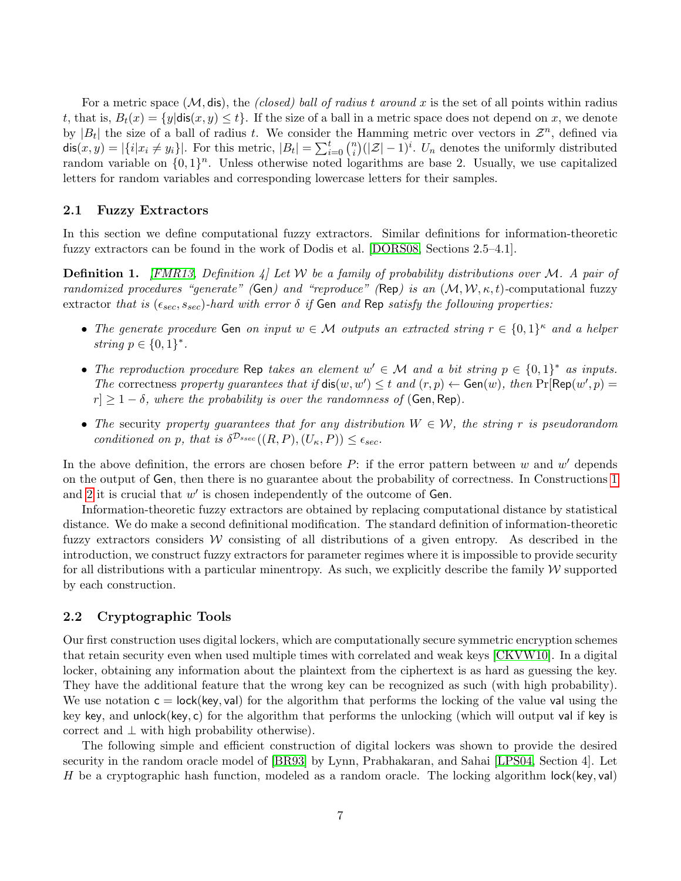For a metric space $(\mathcal{M}, \mathsf{dis})$, the *(closed) ball of radius $t$ around $x$* is the set of all points within radius $t$, that is, $B_t(x) = \{y | \mathsf{dis}(x, y) \le t\}$. If the size of a ball in a metric space does not depend on $x$, we denote by $|B_t|$ the size of a ball of radius $t$. We consider the Hamming metric over vectors in $\mathcal{Z}^n$, defined via $\mathsf{dis}(x, y) = |\{i | x_i \neq y_i\}|$. For this metric, $|B_t| = \sum_{i=0}^{t} \binom{n}{i} (|\mathcal{Z}| - 1)^i$. $U_n$ denotes the uniformly distributed random variable on $\{0, 1\}^n$. Unless otherwise noted logarithms are base 2. Usually, we use capitalized letters for random variables and corresponding lowercase letters for their samples.

## 2.1 Fuzzy Extractors

In this section we define computational fuzzy extractors. Similar definitions for information-theoretic fuzzy extractors can be found in the work of Dodis et al. [DORS08, Sections 2.5–4.1].

**Definition 1.** *[FMR13, Definition 4] Let $\mathcal{W}$ be a family of probability distributions over $\mathcal{M}$. A pair of randomized procedures "generate" (*$\mathsf{Gen}$*) and "reproduce" (*$\mathsf{Rep}$*) is an $(\mathcal{M}, \mathcal{W}, \kappa, t)$-*computational fuzzy extractor *that is $(\epsilon_{sec}, s_{sec})$-hard with error $\delta$ if* $\mathsf{Gen}$ *and* $\mathsf{Rep}$ *satisfy the following properties:*

- *The generate procedure* $\mathsf{Gen}$ *on input $w \in \mathcal{M}$ outputs an extracted string $r \in \{0, 1\}^\kappa$ and a helper string $p \in \{0, 1\}^*$.*
- *The reproduction procedure* $\mathsf{Rep}$ *takes an element $w' \in \mathcal{M}$ and a bit string $p \in \{0, 1\}^*$ as inputs. The* correctness *property guarantees that if $\mathsf{dis}(w, w') \le t$ and $(r, p) \leftarrow \mathsf{Gen}(w)$, then $\Pr[\mathsf{Rep}(w', p) = r] \ge 1 - \delta$, where the probability is over the randomness of $(\mathsf{Gen}, \mathsf{Rep})$.*
- *The* security *property guarantees that for any distribution $W \in \mathcal{W}$, the string $r$ is pseudorandom conditioned on $p$, that is $\delta^{\mathcal{D}_{s_{sec}}}((R, P), (U_\kappa, P)) \le \epsilon_{sec}$.*

In the above definition, the errors are chosen before $P$: if the error pattern between $w$ and $w'$ depends on the output of $\mathsf{Gen}$, then there is no guarantee about the probability of correctness. In Constructions 1 and 2 it is crucial that $w'$ is chosen independently of the outcome of $\mathsf{Gen}$.

Information-theoretic fuzzy extractors are obtained by replacing computational distance by statistical distance. We do make a second definitional modification. The standard definition of information-theoretic fuzzy extractors considers $\mathcal{W}$ consisting of all distributions of a given entropy. As described in the introduction, we construct fuzzy extractors for parameter regimes where it is impossible to provide security for all distributions with a particular minentropy. As such, we explicitly describe the family $\mathcal{W}$ supported by each construction.

## 2.2 Cryptographic Tools

Our first construction uses digital lockers, which are computationally secure symmetric encryption schemes that retain security even when used multiple times with correlated and weak keys [CKVW10]. In a digital locker, obtaining any information about the plaintext from the ciphertext is as hard as guessing the key. They have the additional feature that the wrong key can be recognized as such (with high probability). We use notation $\mathsf{c} = \mathsf{lock}(\mathsf{key}, \mathsf{val})$ for the algorithm that performs the locking of the value $\mathsf{val}$ using the key $\mathsf{key}$, and $\mathsf{unlock}(\mathsf{key}, \mathsf{c})$ for the algorithm that performs the unlocking (which will output $\mathsf{val}$ if $\mathsf{key}$ is correct and $\perp$ with high probability otherwise).

The following simple and efficient construction of digital lockers was shown to provide the desired security in the random oracle model of [BR93] by Lynn, Prabhakaran, and Sahai [LPS04, Section 4]. Let $H$ be a cryptographic hash function, modeled as a random oracle. The locking algorithm $\mathsf{lock}(\mathsf{key}, \mathsf{val})$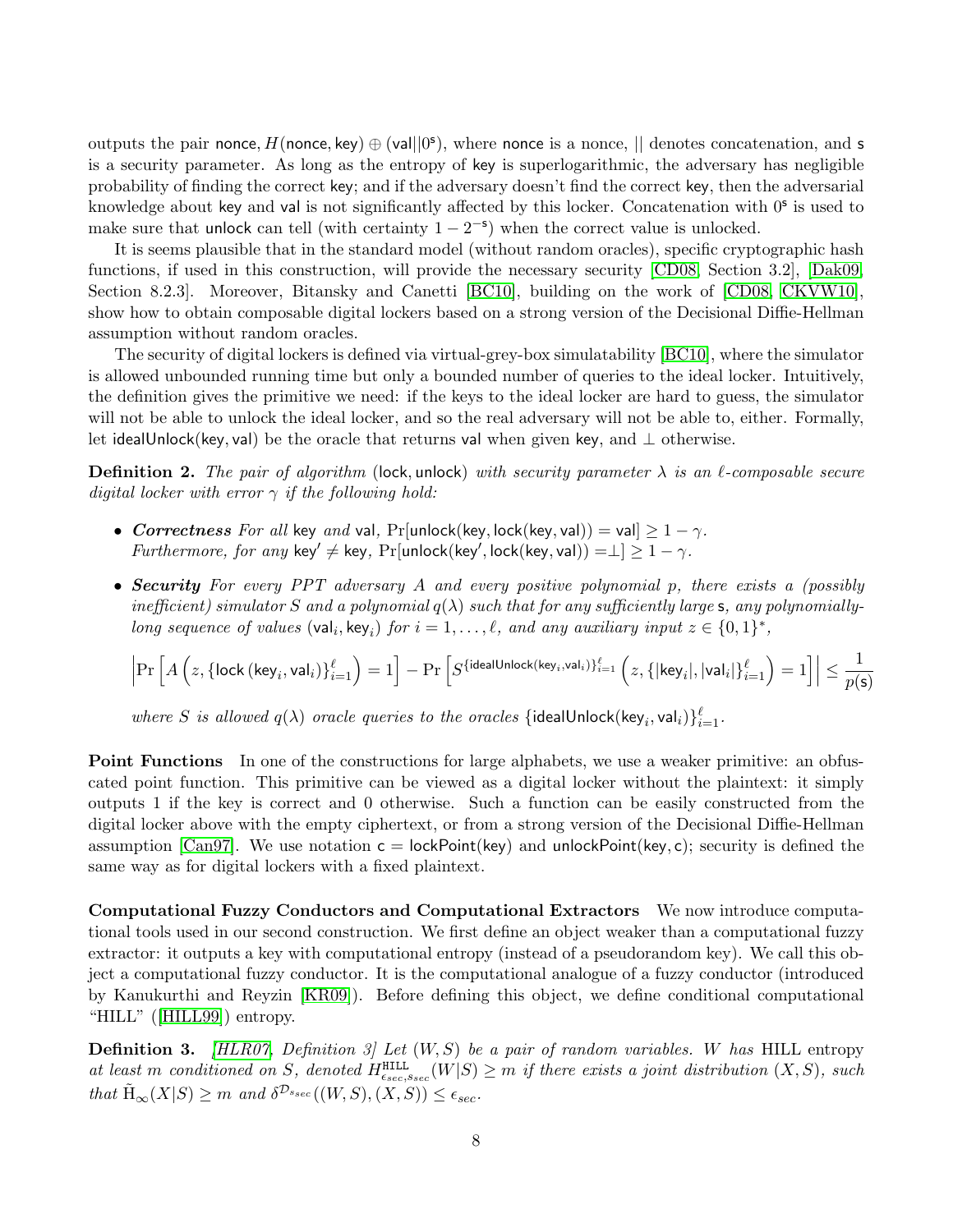outputs the pair nonce, $H(\text{nonce}, \text{key}) \oplus (\text{val}||0^{\text{s}})$, where nonce is a nonce, $||$ denotes concatenation, and s is a security parameter. As long as the entropy of key is superlogarithmic, the adversary has negligible probability of finding the correct key; and if the adversary doesn't find the correct key, then the adversarial knowledge about key and val is not significantly affected by this locker. Concatenation with $0^{\text{s}}$ is used to make sure that unlock can tell (with certainty $1 - 2^{-\text{s}}$) when the correct value is unlocked.

It is seems plausible that in the standard model (without random oracles), specific cryptographic hash functions, if used in this construction, will provide the necessary security [CD08, Section 3.2], [Dak09, Section 8.2.3]. Moreover, Bitansky and Canetti [BC10], building on the work of [CD08, CKVW10], show how to obtain composable digital lockers based on a strong version of the Decisional Diffie-Hellman assumption without random oracles.

The security of digital lockers is defined via virtual-grey-box simulatability [BC10], where the simulator is allowed unbounded running time but only a bounded number of queries to the ideal locker. Intuitively, the definition gives the primitive we need: if the keys to the ideal locker are hard to guess, the simulator will not be able to unlock the ideal locker, and so the real adversary will not be able to, either. Formally, let idealUnlock(key, val) be the oracle that returns val when given key, and $\perp$ otherwise.

**Definition 2.** *The pair of algorithm* (lock, unlock) *with security parameter* $\lambda$ *is an* $\ell$*-composable secure digital locker with error* $\gamma$ *if the following hold:*

- ***Correctness*** *For all* key *and* val*,* $\Pr[\text{unlock}(\text{key}, \text{lock}(\text{key}, \text{val})) = \text{val}] \geq 1 - \gamma$*. Furthermore, for any* $\text{key}' \neq \text{key}$*,* $\Pr[\text{unlock}(\text{key}', \text{lock}(\text{key}, \text{val})) = \perp] \geq 1 - \gamma$*.*

- ***Security*** *For every PPT adversary* $A$ *and every positive polynomial* $p$*, there exists a (possibly inefficient) simulator* $S$ *and a polynomial* $q(\lambda)$ *such that for any sufficiently large* s*, any polynomially-long sequence of values* $(\text{val}_i, \text{key}_i)$ *for* $i = 1, \ldots, \ell$*, and any auxiliary input* $z \in \{0,1\}^*$*,*

$$\left| \Pr\left[ A\left(z, \{\text{lock}(\text{key}_i, \text{val}_i)\}_{i=1}^{\ell}\right) = 1 \right] - \Pr\left[ S^{\{\text{idealUnlock}(\text{key}_i, \text{val}_i)\}_{i=1}^{\ell}}\left(z, \{|\text{key}_i|, |\text{val}_i|\}_{i=1}^{\ell}\right) = 1 \right] \right| \leq \frac{1}{p(\text{s})}$$

*where* $S$ *is allowed* $q(\lambda)$ *oracle queries to the oracles* $\{\text{idealUnlock}(\text{key}_i, \text{val}_i)\}_{i=1}^{\ell}$*.*

**Point Functions** In one of the constructions for large alphabets, we use a weaker primitive: an obfuscated point function. This primitive can be viewed as a digital locker without the plaintext: it simply outputs 1 if the key is correct and 0 otherwise. Such a function can be easily constructed from the digital locker above with the empty ciphertext, or from a strong version of the Decisional Diffie-Hellman assumption [Can97]. We use notation $\mathsf{c} = \text{lockPoint}(\text{key})$ and unlockPoint(key, c); security is defined the same way as for digital lockers with a fixed plaintext.

**Computational Fuzzy Conductors and Computational Extractors** We now introduce computational tools used in our second construction. We first define an object weaker than a computational fuzzy extractor: it outputs a key with computational entropy (instead of a pseudorandom key). We call this object a computational fuzzy conductor. It is the computational analogue of a fuzzy conductor (introduced by Kanukurthi and Reyzin [KR09]). Before defining this object, we define conditional computational "HILL" ([HILL99]) entropy.

**Definition 3.** *[HLR07, Definition 3] Let* $(W, S)$ *be a pair of random variables.* $W$ *has* HILL *entropy at least* $m$ *conditioned on* $S$*, denoted* $H^{\text{HILL}}_{\epsilon_{sec}, s_{sec}}(W|S) \geq m$ *if there exists a joint distribution* $(X, S)$*, such that* $\tilde{\mathrm{H}}_\infty(X|S) \geq m$ *and* $\delta^{\mathcal{D}_{s_{sec}}}((W, S), (X, S)) \leq \epsilon_{sec}$*.*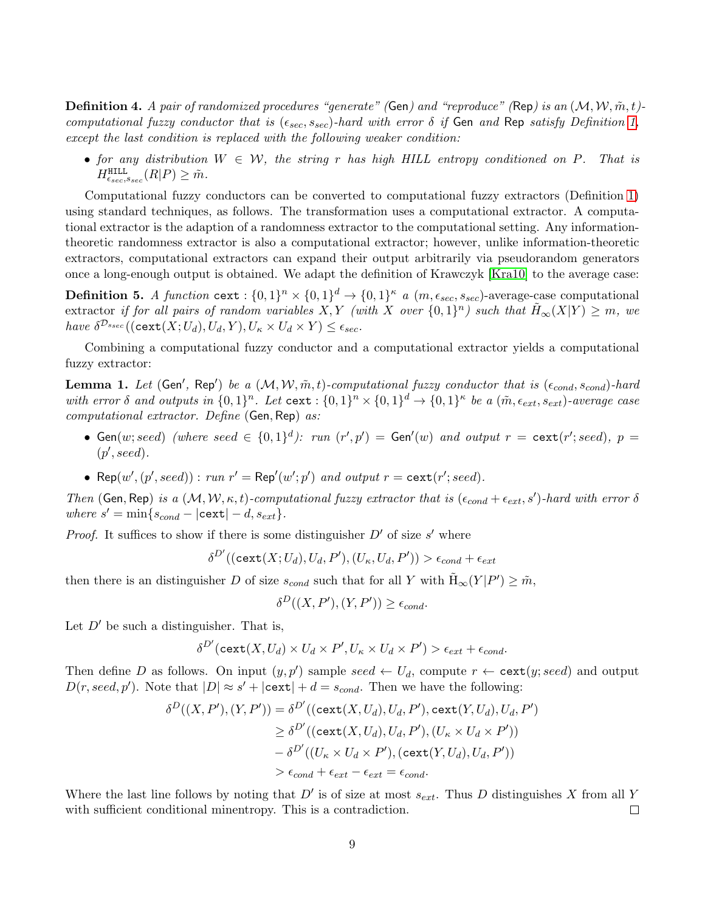**Definition 4.** *A pair of randomized procedures "generate" (*$\mathsf{Gen}$*) and "reproduce" (*$\mathsf{Rep}$*) is an* $(\mathcal{M}, \mathcal{W}, \tilde{m}, t)$*-computational fuzzy conductor that is* $(\epsilon_{sec}, s_{sec})$*-hard with error* $\delta$ *if* $\mathsf{Gen}$ *and* $\mathsf{Rep}$ *satisfy Definition 1, except the last condition is replaced with the following weaker condition:*

- *for any distribution* $W \in \mathcal{W}$*, the string* $r$ *has high HILL entropy conditioned on* $P$*. That is* $H^{\mathtt{HILL}}_{\epsilon_{sec}, s_{sec}}(R|P) \geq \tilde{m}$*.*

Computational fuzzy conductors can be converted to computational fuzzy extractors (Definition 1) using standard techniques, as follows. The transformation uses a computational extractor. A computational extractor is the adaption of a randomness extractor to the computational setting. Any information-theoretic randomness extractor is also a computational extractor; however, unlike information-theoretic extractors, computational extractors can expand their output arbitrarily via pseudorandom generators once a long-enough output is obtained. We adapt the definition of Krawczyk [Kra10] to the average case:

**Definition 5.** *A function* $\mathtt{cext} : \{0,1\}^n \times \{0,1\}^d \to \{0,1\}^\kappa$ *a* $(m, \epsilon_{sec}, s_{sec})$*-average-case computational extractor if for all pairs of random variables* $X, Y$ *(with* $X$ *over* $\{0,1\}^n$*) such that* $\tilde{H}_\infty(X|Y) \geq m$*, we have* $\delta^{\mathcal{D}_{s_{sec}}}((\mathtt{cext}(X; U_d), U_d, Y), U_\kappa \times U_d \times Y) \leq \epsilon_{sec}$*.*

Combining a computational fuzzy conductor and a computational extractor yields a computational fuzzy extractor:

**Lemma 1.** *Let* $(\mathsf{Gen}', \mathsf{Rep}')$ *be a* $(\mathcal{M}, \mathcal{W}, \tilde{m}, t)$*-computational fuzzy conductor that is* $(\epsilon_{cond}, s_{cond})$*-hard with error* $\delta$ *and outputs in* $\{0,1\}^n$*. Let* $\mathtt{cext} : \{0,1\}^n \times \{0,1\}^d \to \{0,1\}^\kappa$ *be a* $(\tilde{m}, \epsilon_{ext}, s_{ext})$*-average case computational extractor. Define* $(\mathsf{Gen}, \mathsf{Rep})$ *as:*

- $\mathsf{Gen}(w; seed)$ *(where* $seed \in \{0,1\}^d$*): run* $(r', p') = \mathsf{Gen}'(w)$ *and output* $r = \mathtt{cext}(r'; seed)$*,* $p = (p', seed)$*.*
- $\mathsf{Rep}(w', (p', seed))$ *: run* $r' = \mathsf{Rep}'(w'; p')$ *and output* $r = \mathtt{cext}(r'; seed)$*.*

*Then* $(\mathsf{Gen}, \mathsf{Rep})$ *is a* $(\mathcal{M}, \mathcal{W}, \kappa, t)$*-computational fuzzy extractor that is* $(\epsilon_{cond} + \epsilon_{ext}, s')$*-hard with error* $\delta$ *where* $s' = \min\{s_{cond} - |\mathtt{cext}| - d, s_{ext}\}$*.*

*Proof.* It suffices to show if there is some distinguisher $D'$ of size $s'$ where

$$\delta^{D'}((\mathtt{cext}(X; U_d), U_d, P'), (U_\kappa, U_d, P')) > \epsilon_{cond} + \epsilon_{ext}$$

then there is an distinguisher $D$ of size $s_{cond}$ such that for all $Y$ with $\tilde{\mathrm{H}}_\infty(Y|P') \geq \tilde{m}$,

$$\delta^D((X, P'), (Y, P')) \geq \epsilon_{cond}.$$

Let $D'$ be such a distinguisher. That is,

$$\delta^{D'}(\mathtt{cext}(X, U_d) \times U_d \times P', U_\kappa \times U_d \times P') > \epsilon_{ext} + \epsilon_{cond}.$$

Then define $D$ as follows. On input $(y, p')$ sample $seed \leftarrow U_d$, compute $r \leftarrow \mathtt{cext}(y; seed)$ and output $D(r, seed, p')$. Note that $|D| \approx s' + |\mathtt{cext}| + d = s_{cond}$. Then we have the following:

$$\begin{aligned}
\delta^D((X, P'), (Y, P')) &= \delta^{D'}((\mathtt{cext}(X, U_d), U_d, P'), \mathtt{cext}(Y, U_d), U_d, P') \\
&\geq \delta^{D'}((\mathtt{cext}(X, U_d), U_d, P'), (U_\kappa \times U_d \times P')) \\
&\quad - \delta^{D'}((U_\kappa \times U_d \times P'), (\mathtt{cext}(Y, U_d), U_d, P')) \\
&> \epsilon_{cond} + \epsilon_{ext} - \epsilon_{ext} = \epsilon_{cond}.
\end{aligned}$$

Where the last line follows by noting that $D'$ is of size at most $s_{ext}$. Thus $D$ distinguishes $X$ from all $Y$ with sufficient conditional minentropy. This is a contradiction. $\square$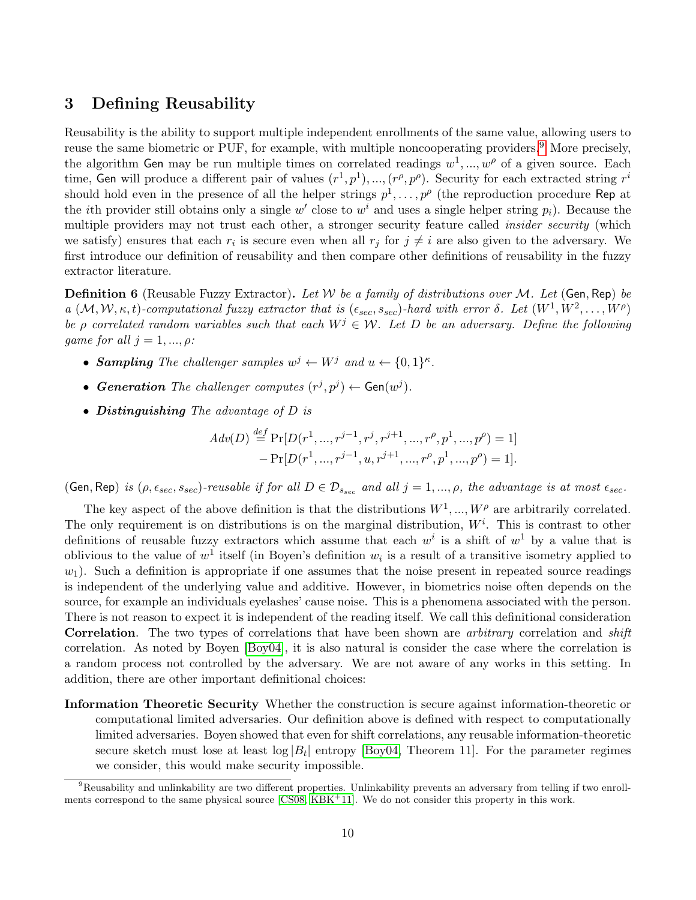## 3 Defining Reusability

Reusability is the ability to support multiple independent enrollments of the same value, allowing users to reuse the same biometric or PUF, for example, with multiple noncooperating providers.[9] More precisely, the algorithm Gen may be run multiple times on correlated readings $w^1, ..., w^\rho$ of a given source. Each time, Gen will produce a different pair of values $(r^1, p^1), ..., (r^\rho, p^\rho)$. Security for each extracted string $r^i$ should hold even in the presence of all the helper strings $p^1, \ldots, p^\rho$ (the reproduction procedure Rep at the $i$th provider still obtains only a single $w'$ close to $w^i$ and uses a single helper string $p_i$). Because the multiple providers may not trust each other, a stronger security feature called *insider security* (which we satisfy) ensures that each $r_i$ is secure even when all $r_j$ for $j \neq i$ are also given to the adversary. We first introduce our definition of reusability and then compare other definitions of reusability in the fuzzy extractor literature.

**Definition 6** (Reusable Fuzzy Extractor)**.** *Let $\mathcal{W}$ be a family of distributions over $\mathcal{M}$. Let* (Gen, Rep) *be a $(\mathcal{M}, \mathcal{W}, \kappa, t)$-computational fuzzy extractor that is $(\epsilon_{sec}, s_{sec})$-hard with error $\delta$. Let $(W^1, W^2, \ldots, W^\rho)$ be $\rho$ correlated random variables such that each $W^j \in \mathcal{W}$. Let $D$ be an adversary. Define the following game for all $j = 1, ..., \rho$:*

- ***Sampling*** *The challenger samples $w^j \leftarrow W^j$ and $u \leftarrow \{0,1\}^\kappa$.*
- ***Generation*** *The challenger computes $(r^j, p^j) \leftarrow \mathsf{Gen}(w^j)$.*
- ***Distinguishing*** *The advantage of $D$ is*

$$
\begin{aligned}
Adv(D) \overset{def}{=} &\Pr[D(r^1, ..., r^{j-1}, r^j, r^{j+1}, ..., r^\rho, p^1, ..., p^\rho) = 1] \\
&- \Pr[D(r^1, ..., r^{j-1}, u, r^{j+1}, ..., r^\rho, p^1, ..., p^\rho) = 1].
\end{aligned}
$$

(Gen, Rep) *is $(\rho, \epsilon_{sec}, s_{sec})$-reusable if for all $D \in \mathcal{D}_{s_{sec}}$ and all $j = 1, ..., \rho$, the advantage is at most $\epsilon_{sec}$.*

The key aspect of the above definition is that the distributions $W^1, ..., W^\rho$ are arbitrarily correlated. The only requirement is on distributions is on the marginal distribution, $W^i$. This is contrast to other definitions of reusable fuzzy extractors which assume that each $w^i$ is a shift of $w^1$ by a value that is oblivious to the value of $w^1$ itself (in Boyen's definition $w_i$ is a result of a transitive isometry applied to $w_1$). Such a definition is appropriate if one assumes that the noise present in repeated source readings is independent of the underlying value and additive. However, in biometrics noise often depends on the source, for example an individuals eyelashes' cause noise. This is a phenomena associated with the person. There is not reason to expect it is independent of the reading itself. We call this definitional consideration **Correlation**. The two types of correlations that have been shown are *arbitrary* correlation and *shift* correlation. As noted by Boyen [Boy04], it is also natural is consider the case where the correlation is a random process not controlled by the adversary. We are not aware of any works in this setting. In addition, there are other important definitional choices:

**Information Theoretic Security** Whether the construction is secure against information-theoretic or computational limited adversaries. Our definition above is defined with respect to computationally limited adversaries. Boyen showed that even for shift correlations, any reusable information-theoretic secure sketch must lose at least $\log |B_t|$ entropy [Boy04, Theorem 11]. For the parameter regimes we consider, this would make security impossible.

[9] Reusability and unlinkability are two different properties. Unlinkability prevents an adversary from telling if two enrollments correspond to the same physical source [CS08, KBK+11]. We do not consider this property in this work.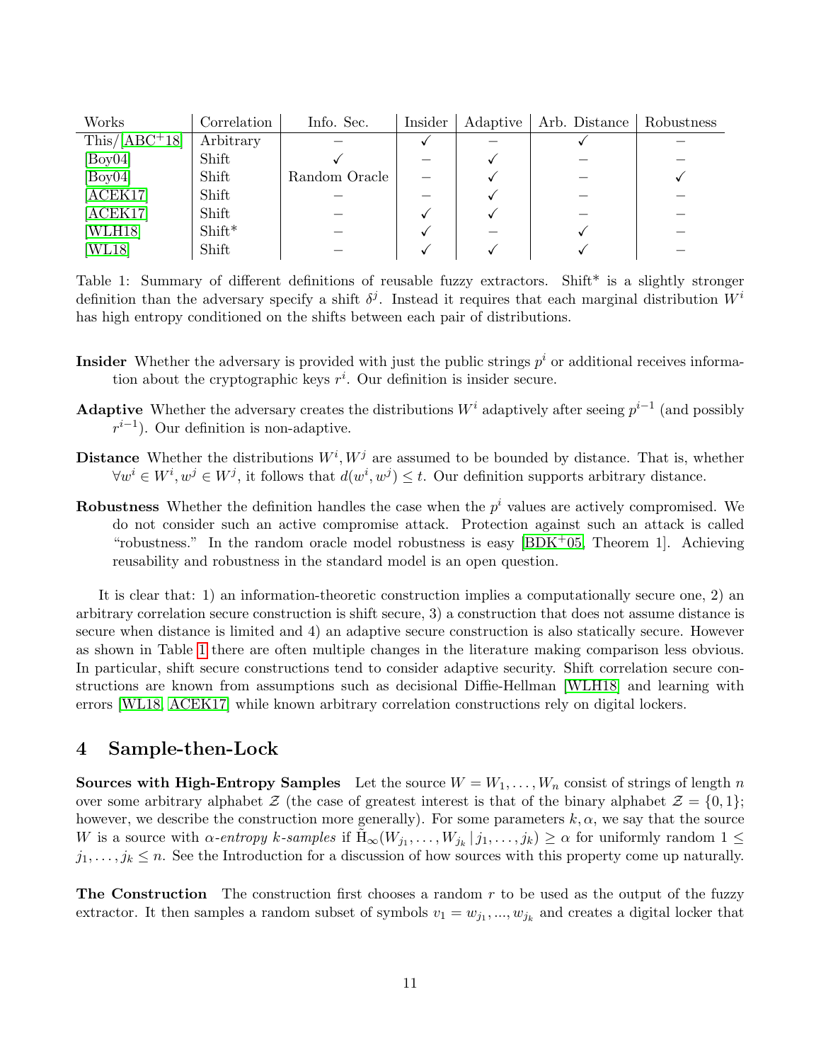| Works | Correlation | Info. Sec. | Insider | Adaptive | Arb. Distance | Robustness |
|---|---|---|---|---|---|---|
| This/[ABC+18] | Arbitrary | – | ✓ | – | ✓ | – |
| [Boy04] | Shift | ✓ | – | ✓ | – | – |
| [Boy04] | Shift | Random Oracle | – | ✓ | – | ✓ |
| [ACEK17] | Shift | – | – | ✓ | – | – |
| [ACEK17] | Shift | – | ✓ | ✓ | – | – |
| [WLH18] | Shift* | – | ✓ | – | ✓ | – |
| [WL18] | Shift | – | ✓ | ✓ | ✓ | – |

Table 1: Summary of different definitions of reusable fuzzy extractors. Shift* is a slightly stronger definition than the adversary specify a shift $\delta^j$. Instead it requires that each marginal distribution $W^i$ has high entropy conditioned on the shifts between each pair of distributions.

**Insider** Whether the adversary is provided with just the public strings $p^i$ or additional receives information about the cryptographic keys $r^i$. Our definition is insider secure.

**Adaptive** Whether the adversary creates the distributions $W^i$ adaptively after seeing $p^{i-1}$ (and possibly $r^{i-1}$). Our definition is non-adaptive.

**Distance** Whether the distributions $W^i, W^j$ are assumed to be bounded by distance. That is, whether $\forall w^i \in W^i, w^j \in W^j$, it follows that $d(w^i, w^j) \le t$. Our definition supports arbitrary distance.

**Robustness** Whether the definition handles the case when the $p^i$ values are actively compromised. We do not consider such an active compromise attack. Protection against such an attack is called "robustness." In the random oracle model robustness is easy [BDK+05, Theorem 1]. Achieving reusability and robustness in the standard model is an open question.

It is clear that: 1) an information-theoretic construction implies a computationally secure one, 2) an arbitrary correlation secure construction is shift secure, 3) a construction that does not assume distance is secure when distance is limited and 4) an adaptive secure construction is also statically secure. However as shown in Table 1 there are often multiple changes in the literature making comparison less obvious. In particular, shift secure constructions tend to consider adaptive security. Shift correlation secure constructions are known from assumptions such as decisional Diffie-Hellman [WLH18] and learning with errors [WL18, ACEK17] while known arbitrary correlation constructions rely on digital lockers.

## 4 Sample-then-Lock

**Sources with High-Entropy Samples** Let the source $W = W_1, \ldots, W_n$ consist of strings of length $n$ over some arbitrary alphabet $\mathcal{Z}$ (the case of greatest interest is that of the binary alphabet $\mathcal{Z} = \{0, 1\}$; however, we describe the construction more generally). For some parameters $k, \alpha$, we say that the source $W$ is a source with *$\alpha$-entropy $k$-samples* if $\tilde{\mathrm{H}}_\infty(W_{j_1}, \ldots, W_{j_k} \,|\, j_1, \ldots, j_k) \ge \alpha$ for uniformly random $1 \le j_1, \ldots, j_k \le n$. See the Introduction for a discussion of how sources with this property come up naturally.

**The Construction** The construction first chooses a random $r$ to be used as the output of the fuzzy extractor. It then samples a random subset of symbols $v_1 = w_{j_1}, ..., w_{j_k}$ and creates a digital locker that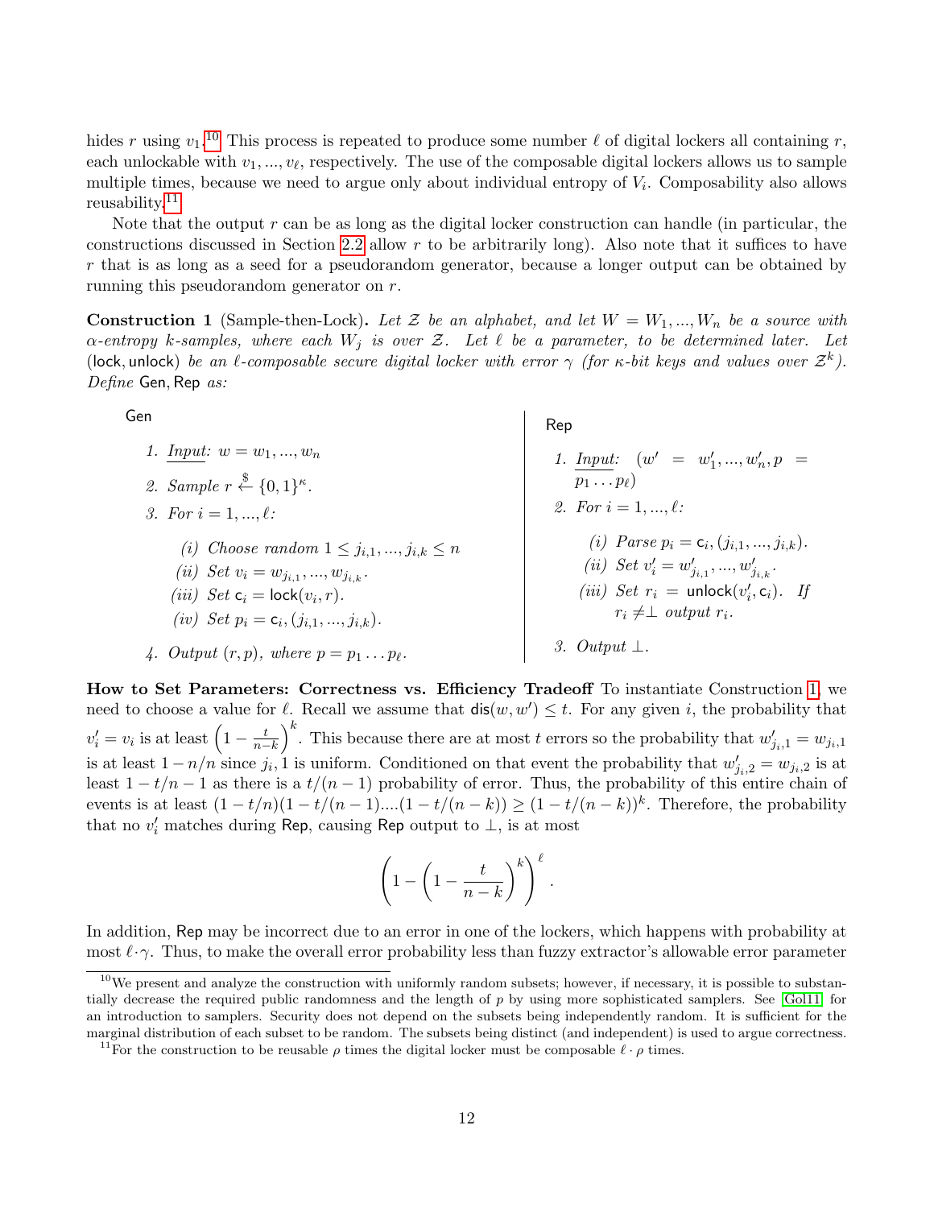hides $r$ using $v_1$.[10] This process is repeated to produce some number $\ell$ of digital lockers all containing $r$, each unlockable with $v_1, ..., v_\ell$, respectively. The use of the composable digital lockers allows us to sample multiple times, because we need to argue only about individual entropy of $V_i$. Composability also allows reusability.[11]

Note that the output $r$ can be as long as the digital locker construction can handle (in particular, the constructions discussed in Section 2.2 allow $r$ to be arbitrarily long). Also note that it suffices to have $r$ that is as long as a seed for a pseudorandom generator, because a longer output can be obtained by running this pseudorandom generator on $r$.

**Construction 1** (Sample-then-Lock)**.** *Let $\mathcal{Z}$ be an alphabet, and let $W = W_1, ..., W_n$ be a source with $\alpha$-entropy $k$-samples, where each $W_j$ is over $\mathcal{Z}$. Let $\ell$ be a parameter, to be determined later. Let* ($\mathsf{lock}, \mathsf{unlock}$) *be an $\ell$-composable secure digital locker with error $\gamma$ (for $\kappa$-bit keys and values over $\mathcal{Z}^k$). Define* $\mathsf{Gen}, \mathsf{Rep}$ *as:*

$\mathsf{Gen}$

1. *Input:* $w = w_1, ..., w_n$
2. *Sample* $r \xleftarrow{\$} \{0,1\}^\kappa$.
3. *For* $i = 1, ..., \ell$:
   - *(i) Choose random* $1 \leq j_{i,1}, ..., j_{i,k} \leq n$
   - *(ii) Set* $v_i = w_{j_{i,1}}, ..., w_{j_{i,k}}$.
   - *(iii) Set* $\mathsf{c}_i = \mathsf{lock}(v_i, r)$.
   - *(iv) Set* $p_i = \mathsf{c}_i, (j_{i,1}, ..., j_{i,k})$.
4. *Output* $(r, p)$*, where* $p = p_1 \dots p_\ell$.

$\mathsf{Rep}$

1. *Input:* $(w' = w'_1, ..., w'_n, p = p_1 \dots p_\ell)$
2. *For* $i = 1, ..., \ell$:
   - *(i) Parse* $p_i = \mathsf{c}_i, (j_{i,1}, ..., j_{i,k})$.
   - *(ii) Set* $v'_i = w'_{j_{i,1}}, ..., w'_{j_{i,k}}$.
   - *(iii) Set* $r_i = \mathsf{unlock}(v'_i, \mathsf{c}_i)$. *If* $r_i \neq \perp$ *output* $r_i$.
3. *Output* $\perp$.

**How to Set Parameters: Correctness vs. Efficiency Tradeoff** To instantiate Construction 1, we need to choose a value for $\ell$. Recall we assume that $\mathsf{dis}(w, w') \leq t$. For any given $i$, the probability that $v'_i = v_i$ is at least $\left(1 - \frac{t}{n-k}\right)^k$. This because there are at most $t$ errors so the probability that $w'_{j_i,1} = w_{j_i,1}$ is at least $1 - n/n$ since $j_i, 1$ is uniform. Conditioned on that event the probability that $w'_{j_i,2} = w_{j_i,2}$ is at least $1 - t/n - 1$ as there is a $t/(n-1)$ probability of error. Thus, the probability of this entire chain of events is at least $(1 - t/n)(1 - t/(n-1)) .... (1 - t/(n-k)) \geq (1 - t/(n-k))^k$. Therefore, the probability that no $v'_i$ matches during $\mathsf{Rep}$, causing $\mathsf{Rep}$ output to $\perp$, is at most

$$\left(1 - \left(1 - \frac{t}{n-k}\right)^k\right)^\ell.$$

In addition, $\mathsf{Rep}$ may be incorrect due to an error in one of the lockers, which happens with probability at most $\ell \cdot \gamma$. Thus, to make the overall error probability less than fuzzy extractor's allowable error parameter

[10] We present and analyze the construction with uniformly random subsets; however, if necessary, it is possible to substantially decrease the required public randomness and the length of $p$ by using more sophisticated samplers. See [Gol11] for an introduction to samplers. Security does not depend on the subsets being independently random. It is sufficient for the marginal distribution of each subset to be random. The subsets being distinct (and independent) is used to argue correctness.

[11] For the construction to be reusable $\rho$ times the digital locker must be composable $\ell \cdot \rho$ times.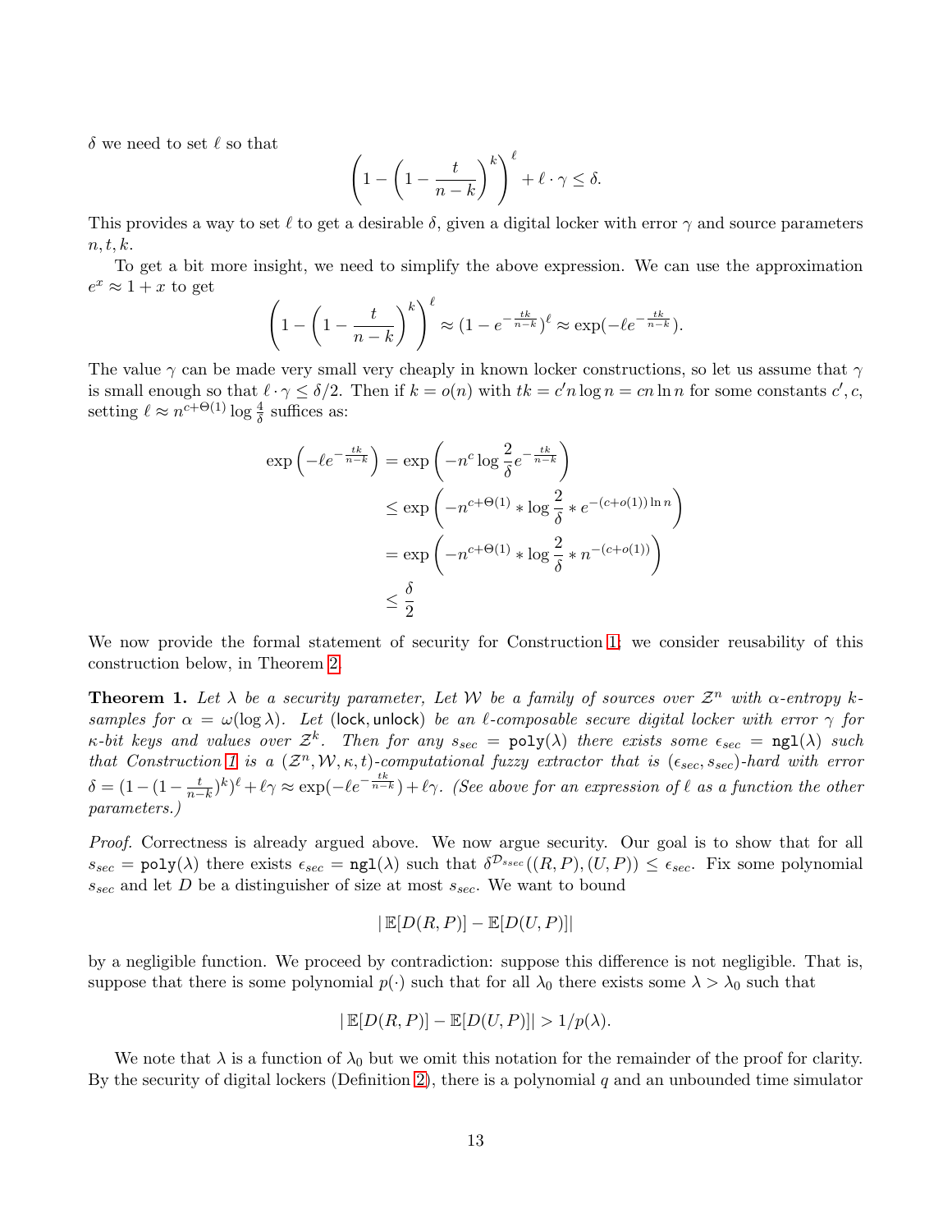$\delta$ we need to set $\ell$ so that

$$\left(1-\left(1-\frac{t}{n-k}\right)^k\right)^\ell + \ell\cdot\gamma \le \delta.$$

This provides a way to set $\ell$ to get a desirable $\delta$, given a digital locker with error $\gamma$ and source parameters $n, t, k$.

To get a bit more insight, we need to simplify the above expression. We can use the approximation $e^x \approx 1 + x$ to get

$$\left(1-\left(1-\frac{t}{n-k}\right)^k\right)^\ell \approx (1-e^{-\frac{tk}{n-k}})^\ell \approx \exp(-\ell e^{-\frac{tk}{n-k}}).$$

The value $\gamma$ can be made very small very cheaply in known locker constructions, so let us assume that $\gamma$ is small enough so that $\ell\cdot\gamma \le \delta/2$. Then if $k = o(n)$ with $tk = c' n \log n = cn \ln n$ for some constants $c', c$, setting $\ell \approx n^{c+\Theta(1)} \log\frac{4}{\delta}$ suffices as:

$$\begin{aligned}
\exp\left(-\ell e^{-\frac{tk}{n-k}}\right) &= \exp\left(-n^c \log\frac{2}{\delta} e^{-\frac{tk}{n-k}}\right)\\
&\le \exp\left(-n^{c+\Theta(1)} * \log\frac{2}{\delta} * e^{-(c+o(1))\ln n}\right)\\
&= \exp\left(-n^{c+\Theta(1)} * \log\frac{2}{\delta} * n^{-(c+o(1))}\right)\\
&\le \frac{\delta}{2}
\end{aligned}$$

We now provide the formal statement of security for Construction 1; we consider reusability of this construction below, in Theorem 2.

**Theorem 1.** *Let $\lambda$ be a security parameter, Let $\mathcal{W}$ be a family of sources over $\mathcal{Z}^n$ with $\alpha$-entropy $k$-samples for $\alpha = \omega(\log\lambda)$. Let* (lock, unlock) *be an $\ell$-composable secure digital locker with error $\gamma$ for $\kappa$-bit keys and values over $\mathcal{Z}^k$. Then for any $s_{sec} = \mathtt{poly}(\lambda)$ there exists some $\epsilon_{sec} = \mathtt{ngl}(\lambda)$ such that Construction 1 is a $(\mathcal{Z}^n, \mathcal{W}, \kappa, t)$-computational fuzzy extractor that is $(\epsilon_{sec}, s_{sec})$-hard with error $\delta = (1-(1-\frac{t}{n-k})^k)^\ell + \ell\gamma \approx \exp(-\ell e^{-\frac{tk}{n-k}}) + \ell\gamma$. (See above for an expression of $\ell$ as a function the other parameters.)*

*Proof.* Correctness is already argued above. We now argue security. Our goal is to show that for all $s_{sec} = \mathtt{poly}(\lambda)$ there exists $\epsilon_{sec} = \mathtt{ngl}(\lambda)$ such that $\delta^{\mathcal{D}_{s_{sec}}}((R, P), (U, P)) \le \epsilon_{sec}$. Fix some polynomial $s_{sec}$ and let $D$ be a distinguisher of size at most $s_{sec}$. We want to bound

$$|\mathbb{E}[D(R,P)] - \mathbb{E}[D(U,P)]|$$

by a negligible function. We proceed by contradiction: suppose this difference is not negligible. That is, suppose that there is some polynomial $p(\cdot)$ such that for all $\lambda_0$ there exists some $\lambda > \lambda_0$ such that

$$|\mathbb{E}[D(R,P)] - \mathbb{E}[D(U,P)]| > 1/p(\lambda).$$

We note that $\lambda$ is a function of $\lambda_0$ but we omit this notation for the remainder of the proof for clarity. By the security of digital lockers (Definition 2), there is a polynomial $q$ and an unbounded time simulator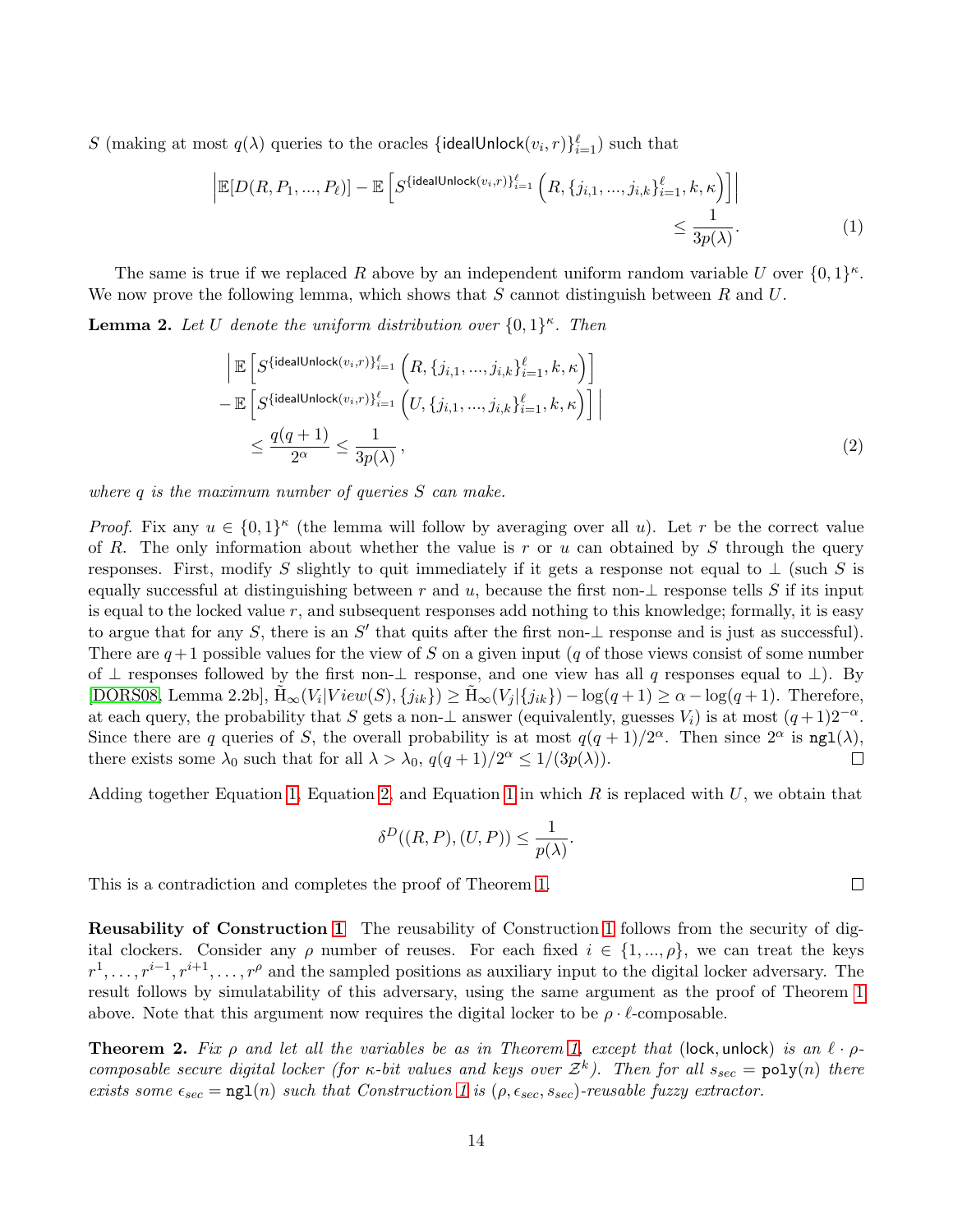$S$ (making at most $q(\lambda)$ queries to the oracles $\{\mathsf{idealUnlock}(v_i, r)\}_{i=1}^{\ell}$) such that

$$\left|\mathbb{E}[D(R, P_1, ..., P_\ell)] - \mathbb{E}\left[S^{\{\mathsf{idealUnlock}(v_i,r)\}_{i=1}^{\ell}}\left(R, \{j_{i,1}, ..., j_{i,k}\}_{i=1}^{\ell}, k, \kappa\right)\right]\right| \leq \frac{1}{3p(\lambda)}. \tag{1}$$

The same is true if we replaced $R$ above by an independent uniform random variable $U$ over $\{0,1\}^\kappa$. We now prove the following lemma, which shows that $S$ cannot distinguish between $R$ and $U$.

**Lemma 2.** *Let $U$ denote the uniform distribution over $\{0,1\}^\kappa$. Then*

$$\begin{aligned}
&\left|\mathbb{E}\left[S^{\{\mathsf{idealUnlock}(v_i,r)\}_{i=1}^{\ell}}\left(R, \{j_{i,1}, ..., j_{i,k}\}_{i=1}^{\ell}, k, \kappa\right)\right]\right. \\
&\left.- \mathbb{E}\left[S^{\{\mathsf{idealUnlock}(v_i,r)\}_{i=1}^{\ell}}\left(U, \{j_{i,1}, ..., j_{i,k}\}_{i=1}^{\ell}, k, \kappa\right)\right]\right| \\
&\leq \frac{q(q+1)}{2^\alpha} \leq \frac{1}{3p(\lambda)},
\end{aligned} \tag{2}$$

*where $q$ is the maximum number of queries $S$ can make.*

*Proof.* Fix any $u \in \{0,1\}^\kappa$ (the lemma will follow by averaging over all $u$). Let $r$ be the correct value of $R$. The only information about whether the value is $r$ or $u$ can obtained by $S$ through the query responses. First, modify $S$ slightly to quit immediately if it gets a response not equal to $\perp$ (such $S$ is equally successful at distinguishing between $r$ and $u$, because the first non-$\perp$ response tells $S$ if its input is equal to the locked value $r$, and subsequent responses add nothing to this knowledge; formally, it is easy to argue that for any $S$, there is an $S'$ that quits after the first non-$\perp$ response and is just as successful). There are $q+1$ possible values for the view of $S$ on a given input ($q$ of those views consist of some number of $\perp$ responses followed by the first non-$\perp$ response, and one view has all $q$ responses equal to $\perp$). By [DORS08, Lemma 2.2b], $\tilde{\mathrm{H}}_\infty(V_i|View(S), \{j_{ik}\}) \geq \tilde{\mathrm{H}}_\infty(V_j|\{j_{ik}\}) - \log(q+1) \geq \alpha - \log(q+1)$. Therefore, at each query, the probability that $S$ gets a non-$\perp$ answer (equivalently, guesses $V_i$) is at most $(q+1)2^{-\alpha}$. Since there are $q$ queries of $S$, the overall probability is at most $q(q+1)/2^\alpha$. Then since $2^\alpha$ is $\mathtt{ngl}(\lambda)$, there exists some $\lambda_0$ such that for all $\lambda > \lambda_0$, $q(q+1)/2^\alpha \leq 1/(3p(\lambda))$. $\square$

Adding together Equation 1, Equation 2, and Equation 1 in which $R$ is replaced with $U$, we obtain that

$$\delta^D((R, P), (U, P)) \leq \frac{1}{p(\lambda)}.$$

This is a contradiction and completes the proof of Theorem 1. $\square$

**Reusability of Construction 1** The reusability of Construction 1 follows from the security of digital clockers. Consider any $\rho$ number of reuses. For each fixed $i \in \{1, ..., \rho\}$, we can treat the keys $r^1, \ldots, r^{i-1}, r^{i+1}, \ldots, r^\rho$ and the sampled positions as auxiliary input to the digital locker adversary. The result follows by simulatability of this adversary, using the same argument as the proof of Theorem 1 above. Note that this argument now requires the digital locker to be $\rho \cdot \ell$-composable.

**Theorem 2.** *Fix $\rho$ and let all the variables be as in Theorem 1, except that $(\mathsf{lock}, \mathsf{unlock})$ is an $\ell \cdot \rho$-composable secure digital locker (for $\kappa$-bit values and keys over $\mathcal{Z}^k$). Then for all $s_{sec} = \mathtt{poly}(n)$ there exists some $\epsilon_{sec} = \mathtt{ngl}(n)$ such that Construction 1 is $(\rho, \epsilon_{sec}, s_{sec})$-reusable fuzzy extractor.*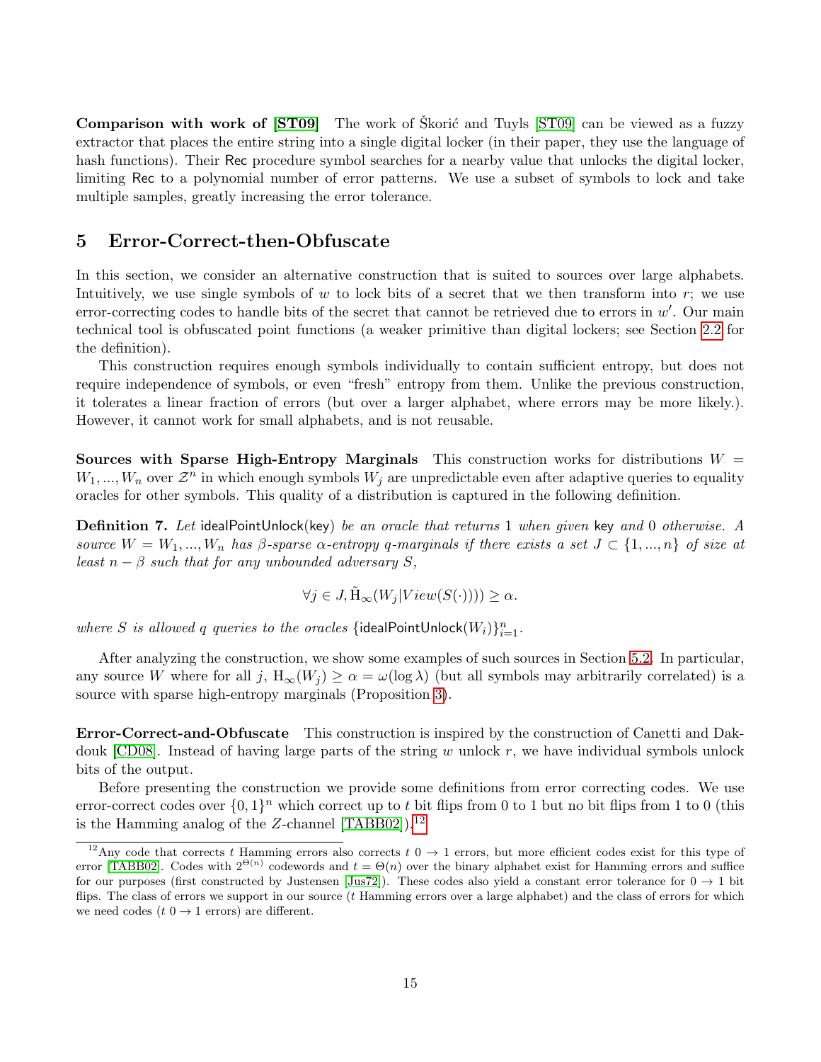**Comparison with work of [ST09]** The work of Škorić and Tuyls [ST09] can be viewed as a fuzzy extractor that places the entire string into a single digital locker (in their paper, they use the language of hash functions). Their Rec procedure symbol searches for a nearby value that unlocks the digital locker, limiting Rec to a polynomial number of error patterns. We use a subset of symbols to lock and take multiple samples, greatly increasing the error tolerance.

## 5 Error-Correct-then-Obfuscate

In this section, we consider an alternative construction that is suited to sources over large alphabets. Intuitively, we use single symbols of $w$ to lock bits of a secret that we then transform into $r$; we use error-correcting codes to handle bits of the secret that cannot be retrieved due to errors in $w'$. Our main technical tool is obfuscated point functions (a weaker primitive than digital lockers; see Section 2.2 for the definition).

This construction requires enough symbols individually to contain sufficient entropy, but does not require independence of symbols, or even "fresh" entropy from them. Unlike the previous construction, it tolerates a linear fraction of errors (but over a larger alphabet, where errors may be more likely.). However, it cannot work for small alphabets, and is not reusable.

**Sources with Sparse High-Entropy Marginals** This construction works for distributions $W = W_1, ..., W_n$ over $\mathcal{Z}^n$ in which enough symbols $W_j$ are unpredictable even after adaptive queries to equality oracles for other symbols. This quality of a distribution is captured in the following definition.

**Definition 7.** *Let* idealPointUnlock(key) *be an oracle that returns* 1 *when given* key *and* 0 *otherwise. A source* $W = W_1, ..., W_n$ *has* $\beta$*-sparse* $\alpha$*-entropy* $q$*-marginals if there exists a set* $J \subset \{1, ..., n\}$ *of size at least* $n - \beta$ *such that for any unbounded adversary* $S$*,*

$$\forall j \in J, \tilde{\mathrm{H}}_\infty(W_j | View(S(\cdot)))) \geq \alpha.$$

*where* $S$ *is allowed* $q$ *queries to the oracles* $\{\mathsf{idealPointUnlock}(W_i)\}_{i=1}^n$*.*

After analyzing the construction, we show some examples of such sources in Section 5.2. In particular, any source $W$ where for all $j$, $\mathrm{H}_\infty(W_j) \geq \alpha = \omega(\log \lambda)$ (but all symbols may arbitrarily correlated) is a source with sparse high-entropy marginals (Proposition 3).

**Error-Correct-and-Obfuscate** This construction is inspired by the construction of Canetti and Dakdouk [CD08]. Instead of having large parts of the string $w$ unlock $r$, we have individual symbols unlock bits of the output.

Before presenting the construction we provide some definitions from error correcting codes. We use error-correct codes over $\{0, 1\}^n$ which correct up to $t$ bit flips from 0 to 1 but no bit flips from 1 to 0 (this is the Hamming analog of the $Z$-channel [TABB02]).[12]

[12] Any code that corrects $t$ Hamming errors also corrects $t$ $0 \to 1$ errors, but more efficient codes exist for this type of error [TABB02]. Codes with $2^{\Theta(n)}$ codewords and $t = \Theta(n)$ over the binary alphabet exist for Hamming errors and suffice for our purposes (first constructed by Justensen [Jus72]). These codes also yield a constant error tolerance for $0 \to 1$ bit flips. The class of errors we support in our source ($t$ Hamming errors over a large alphabet) and the class of errors for which we need codes ($t$ $0 \to 1$ errors) are different.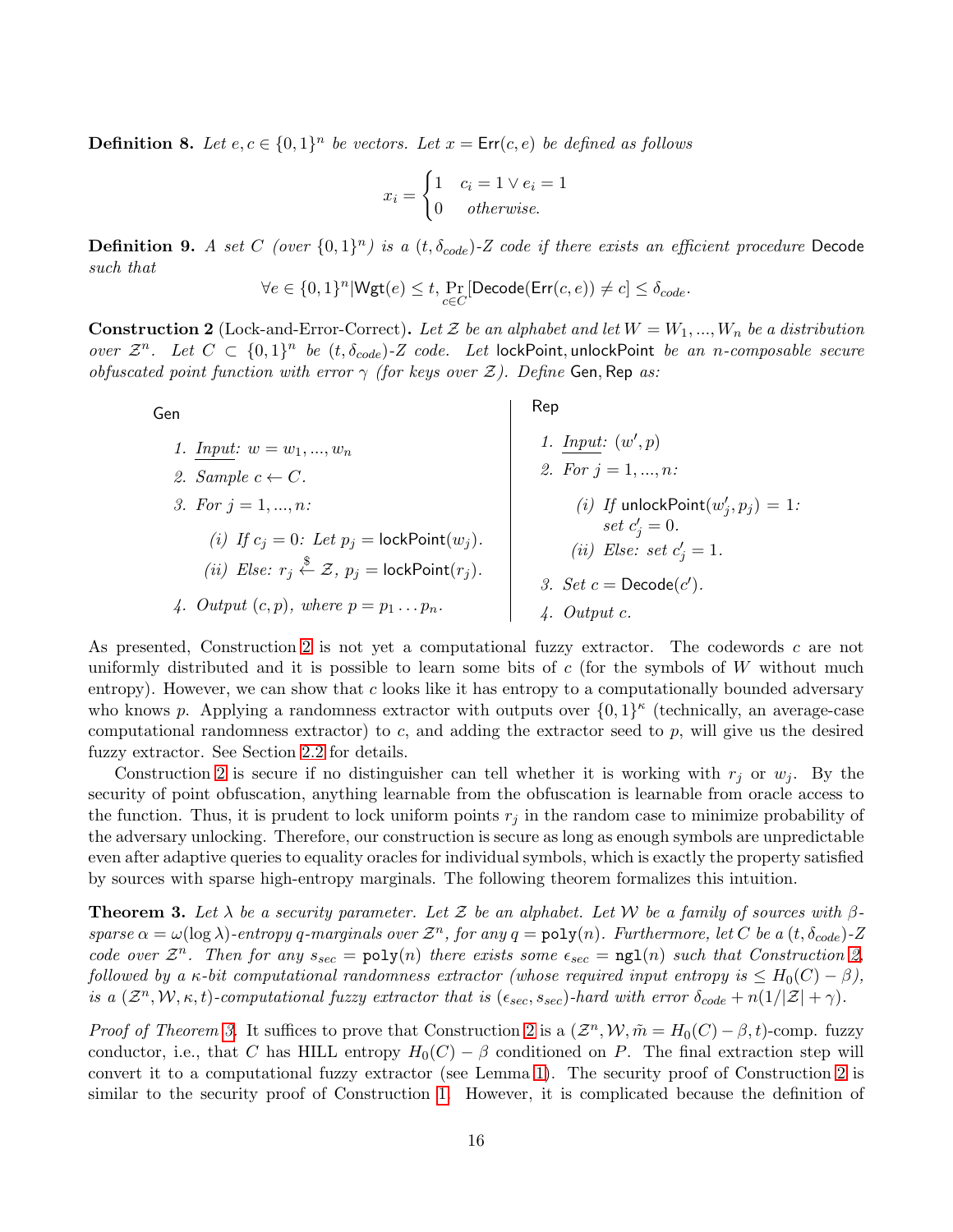**Definition 8.** *Let $e, c \in \{0,1\}^n$ be vectors. Let $x = \mathsf{Err}(c, e)$ be defined as follows*

$$x_i = \begin{cases} 1 & c_i = 1 \vee e_i = 1 \\ 0 & \text{otherwise.} \end{cases}$$

**Definition 9.** *A set $C$ (over $\{0,1\}^n$) is a $(t, \delta_{code})$-$Z$ code if there exists an efficient procedure* Decode *such that*

$$\forall e \in \{0,1\}^n | \mathsf{Wgt}(e) \le t, \Pr_{c \in C}[\mathsf{Decode}(\mathsf{Err}(c,e)) \ne c] \le \delta_{code}.$$

**Construction 2** (Lock-and-Error-Correct)**.** *Let $\mathcal{Z}$ be an alphabet and let $W = W_1, ..., W_n$ be a distribution over $\mathcal{Z}^n$. Let $C \subset \{0,1\}^n$ be $(t, \delta_{code})$-$Z$ code. Let* lockPoint, unlockPoint *be an $n$-composable secure obfuscated point function with error $\gamma$ (for keys over $\mathcal{Z}$). Define* Gen, Rep *as:*

Gen

1. Input: $w = w_1, ..., w_n$
2. Sample $c \leftarrow C$.
3. For $j = 1, ..., n$:
   (i) If $c_j = 0$: Let $p_j = \mathsf{lockPoint}(w_j)$.
   (ii) Else: $r_j \xleftarrow{\$} \mathcal{Z}$, $p_j = \mathsf{lockPoint}(r_j)$.
4. Output $(c, p)$, where $p = p_1 \dots p_n$.

Rep

1. Input: $(w', p)$
2. For $j = 1, ..., n$:
   (i) If $\mathsf{unlockPoint}(w'_j, p_j) = 1$: set $c'_j = 0$.
   (ii) Else: set $c'_j = 1$.
3. Set $c = \mathsf{Decode}(c')$.
4. Output $c$.

As presented, Construction 2 is not yet a computational fuzzy extractor. The codewords $c$ are not uniformly distributed and it is possible to learn some bits of $c$ (for the symbols of $W$ without much entropy). However, we can show that $c$ looks like it has entropy to a computationally bounded adversary who knows $p$. Applying a randomness extractor with outputs over $\{0,1\}^\kappa$ (technically, an average-case computational randomness extractor) to $c$, and adding the extractor seed to $p$, will give us the desired fuzzy extractor. See Section 2.2 for details.

Construction 2 is secure if no distinguisher can tell whether it is working with $r_j$ or $w_j$. By the security of point obfuscation, anything learnable from the obfuscation is learnable from oracle access to the function. Thus, it is prudent to lock uniform points $r_j$ in the random case to minimize probability of the adversary unlocking. Therefore, our construction is secure as long as enough symbols are unpredictable even after adaptive queries to equality oracles for individual symbols, which is exactly the property satisfied by sources with sparse high-entropy marginals. The following theorem formalizes this intuition.

**Theorem 3.** *Let $\lambda$ be a security parameter. Let $\mathcal{Z}$ be an alphabet. Let $\mathcal{W}$ be a family of sources with $\beta$-sparse $\alpha = \omega(\log \lambda)$-entropy $q$-marginals over $\mathcal{Z}^n$, for any $q = \mathtt{poly}(n)$. Furthermore, let $C$ be a $(t, \delta_{code})$-$Z$ code over $\mathcal{Z}^n$. Then for any $s_{sec} = \mathtt{poly}(n)$ there exists some $\epsilon_{sec} = \mathtt{ngl}(n)$ such that Construction 2, followed by a $\kappa$-bit computational randomness extractor (whose required input entropy is $\le H_0(C) - \beta$), is a $(\mathcal{Z}^n, \mathcal{W}, \kappa, t)$-computational fuzzy extractor that is $(\epsilon_{sec}, s_{sec})$-hard with error $\delta_{code} + n(1/|\mathcal{Z}| + \gamma)$.*

*Proof of Theorem 3.* It suffices to prove that Construction 2 is a $(\mathcal{Z}^n, \mathcal{W}, \tilde{m} = H_0(C) - \beta, t)$-comp. fuzzy conductor, i.e., that $C$ has HILL entropy $H_0(C) - \beta$ conditioned on $P$. The final extraction step will convert it to a computational fuzzy extractor (see Lemma 1). The security proof of Construction 2 is similar to the security proof of Construction 1. However, it is complicated because the definition of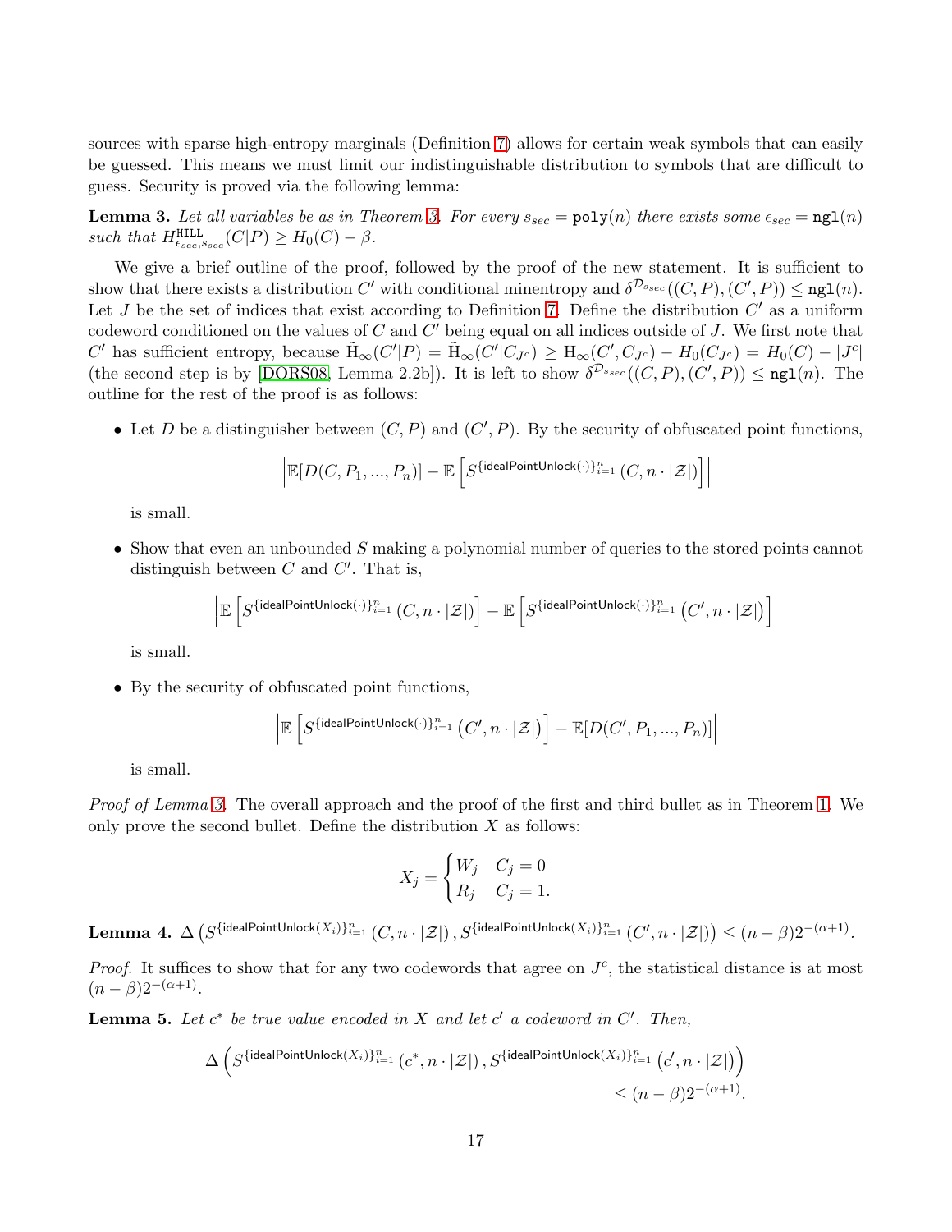sources with sparse high-entropy marginals (Definition 7) allows for certain weak symbols that can easily be guessed. This means we must limit our indistinguishable distribution to symbols that are difficult to guess. Security is proved via the following lemma:

**Lemma 3.** *Let all variables be as in Theorem 3. For every $s_{sec} = \texttt{poly}(n)$ there exists some $\epsilon_{sec} = \texttt{ngl}(n)$ such that $H^{\texttt{HILL}}_{\epsilon_{sec}, s_{sec}}(C|P) \geq H_0(C) - \beta$.*

We give a brief outline of the proof, followed by the proof of the new statement. It is sufficient to show that there exists a distribution $C'$ with conditional minentropy and $\delta^{\mathcal{D}_{s_{sec}}}((C, P), (C', P)) \leq \texttt{ngl}(n)$. Let $J$ be the set of indices that exist according to Definition 7. Define the distribution $C'$ as a uniform codeword conditioned on the values of $C$ and $C'$ being equal on all indices outside of $J$. We first note that $C'$ has sufficient entropy, because $\tilde{\mathrm{H}}_\infty(C'|P) = \tilde{\mathrm{H}}_\infty(C'|C_{J^c}) \geq \mathrm{H}_\infty(C', C_{J^c}) - H_0(C_{J^c}) = H_0(C) - |J^c|$ (the second step is by [DORS08, Lemma 2.2b]). It is left to show $\delta^{\mathcal{D}_{s_{sec}}}((C, P), (C', P)) \leq \texttt{ngl}(n)$. The outline for the rest of the proof is as follows:

- Let $D$ be a distinguisher between $(C, P)$ and $(C', P)$. By the security of obfuscated point functions,
$$\left|\mathbb{E}[D(C, P_1, ..., P_n)] - \mathbb{E}\left[S^{\{\mathsf{idealPointUnlock}(\cdot)\}_{i=1}^n}(C, n \cdot |\mathcal{Z}|)\right]\right|$$
is small.
- Show that even an unbounded $S$ making a polynomial number of queries to the stored points cannot distinguish between $C$ and $C'$. That is,
$$\left|\mathbb{E}\left[S^{\{\mathsf{idealPointUnlock}(\cdot)\}_{i=1}^n}(C, n \cdot |\mathcal{Z}|)\right] - \mathbb{E}\left[S^{\{\mathsf{idealPointUnlock}(\cdot)\}_{i=1}^n}(C', n \cdot |\mathcal{Z}|)\right]\right|$$
is small.
- By the security of obfuscated point functions,
$$\left|\mathbb{E}\left[S^{\{\mathsf{idealPointUnlock}(\cdot)\}_{i=1}^n}(C', n \cdot |\mathcal{Z}|)\right] - \mathbb{E}[D(C', P_1, ..., P_n)]\right|$$
is small.

*Proof of Lemma 3.* The overall approach and the proof of the first and third bullet as in Theorem 1. We only prove the second bullet. Define the distribution $X$ as follows:

$$X_j = \begin{cases} W_j & C_j = 0 \\ R_j & C_j = 1. \end{cases}$$

**Lemma 4.** $\Delta\left(S^{\{\mathsf{idealPointUnlock}(X_i)\}_{i=1}^n}(C, n \cdot |\mathcal{Z}|), S^{\{\mathsf{idealPointUnlock}(X_i)\}_{i=1}^n}(C', n \cdot |\mathcal{Z}|)\right) \leq (n-\beta)2^{-(\alpha+1)}$.

*Proof.* It suffices to show that for any two codewords that agree on $J^c$, the statistical distance is at most $(n-\beta)2^{-(\alpha+1)}$.

**Lemma 5.** *Let $c^*$ be true value encoded in $X$ and let $c'$ a codeword in $C'$. Then,*

$$\Delta\left(S^{\{\mathsf{idealPointUnlock}(X_i)\}_{i=1}^n}(c^*, n \cdot |\mathcal{Z}|), S^{\{\mathsf{idealPointUnlock}(X_i)\}_{i=1}^n}(c', n \cdot |\mathcal{Z}|)\right) \leq (n-\beta)2^{-(\alpha+1)}.$$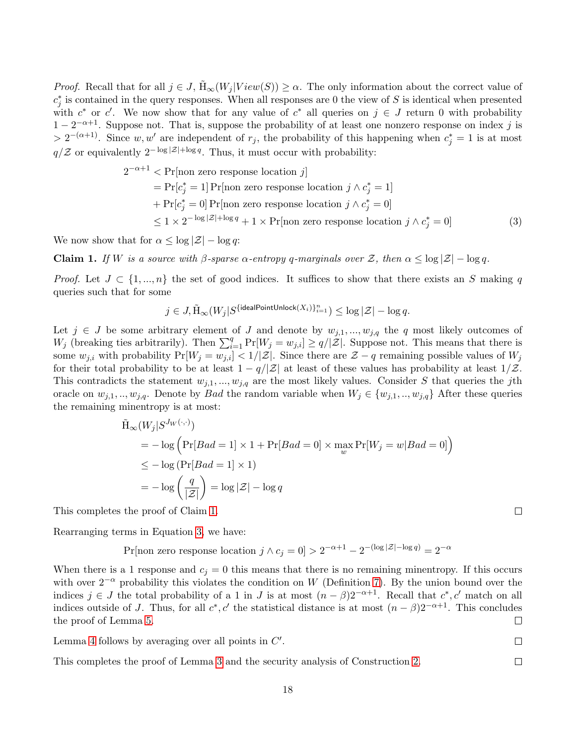*Proof.* Recall that for all $j \in J$, $\tilde{\mathrm{H}}_\infty(W_j | View(S)) \geq \alpha$. The only information about the correct value of $c^*_j$ is contained in the query responses. When all responses are 0 the view of $S$ is identical when presented with $c^*$ or $c'$. We now show that for any value of $c^*$ all queries on $j \in J$ return 0 with probability $1 - 2^{-\alpha+1}$. Suppose not. That is, suppose the probability of at least one nonzero response on index $j$ is $> 2^{-(\alpha+1)}$. Since $w, w'$ are independent of $r_j$, the probability of this happening when $c^*_j = 1$ is at most $q/\mathcal{Z}$ or equivalently $2^{-\log|\mathcal{Z}|+\log q}$. Thus, it must occur with probability:

$$
\begin{aligned}
2^{-\alpha+1} &< \Pr[\text{non zero response location } j] \\
&= \Pr[c^*_j = 1] \Pr[\text{non zero response location } j \wedge c^*_j = 1] \\
&+ \Pr[c^*_j = 0] \Pr[\text{non zero response location } j \wedge c^*_j = 0] \\
&\leq 1 \times 2^{-\log|\mathcal{Z}|+\log q} + 1 \times \Pr[\text{non zero response location } j \wedge c^*_j = 0] \qquad (3)
\end{aligned}
$$

We now show that for $\alpha \leq \log|\mathcal{Z}| - \log q$:

**Claim 1.** *If $W$ is a source with $\beta$-sparse $\alpha$-entropy $q$-marginals over $\mathcal{Z}$, then $\alpha \leq \log|\mathcal{Z}| - \log q$.*

*Proof.* Let $J \subset \{1, ..., n\}$ the set of good indices. It suffices to show that there exists an $S$ making $q$ queries such that for some

$$
j \in J, \tilde{\mathrm{H}}_\infty(W_j | S^{\{\mathsf{idealPointUnlock}(X_i)\}_{i=1}^n}) \leq \log|\mathcal{Z}| - \log q.
$$

Let $j \in J$ be some arbitrary element of $J$ and denote by $w_{j,1}, ..., w_{j,q}$ the $q$ most likely outcomes of $W_j$ (breaking ties arbitrarily). Then $\sum_{i=1}^q \Pr[W_j = w_{j,i}] \geq q/|\mathcal{Z}|$. Suppose not. This means that there is some $w_{j,i}$ with probability $\Pr[W_j = w_{j,i}] < 1/|\mathcal{Z}|$. Since there are $\mathcal{Z} - q$ remaining possible values of $W_j$ for their total probability to be at least $1 - q/|\mathcal{Z}|$ at least of these values has probability at least $1/\mathcal{Z}$. This contradicts the statement $w_{j,1}, ..., w_{j,q}$ are the most likely values. Consider $S$ that queries the $j$th oracle on $w_{j,1}, .., w_{j,q}$. Denote by $Bad$ the random variable when $W_j \in \{w_{j,1}, .., w_{j,q}\}$ After these queries the remaining minentropy is at most:

$$
\begin{aligned}
&\tilde{\mathrm{H}}_\infty(W_j | S^{J_W(\cdot,\cdot)}) \\
&= -\log\left(\Pr[Bad = 1] \times 1 + \Pr[Bad = 0] \times \max_w \Pr[W_j = w | Bad = 0]\right) \\
&\leq -\log\left(\Pr[Bad = 1] \times 1\right) \\
&= -\log\left(\frac{q}{|\mathcal{Z}|}\right) = \log|\mathcal{Z}| - \log q
\end{aligned}
$$

This completes the proof of Claim 1. □

Rearranging terms in Equation 3, we have:

$$
\Pr[\text{non zero response location } j \wedge c_j = 0] > 2^{-\alpha+1} - 2^{-(\log|\mathcal{Z}| - \log q)} = 2^{-\alpha}
$$

When there is a 1 response and $c_j = 0$ this means that there is no remaining minentropy. If this occurs with over $2^{-\alpha}$ probability this violates the condition on $W$ (Definition 7). By the union bound over the indices $j \in J$ the total probability of a 1 in $J$ is at most $(n - \beta)2^{-\alpha+1}$. Recall that $c^*, c'$ match on all indices outside of $J$. Thus, for all $c^*, c'$ the statistical distance is at most $(n - \beta)2^{-\alpha+1}$. This concludes the proof of Lemma 5. □

Lemma 4 follows by averaging over all points in $C'$. □

This completes the proof of Lemma 3 and the security analysis of Construction 2. □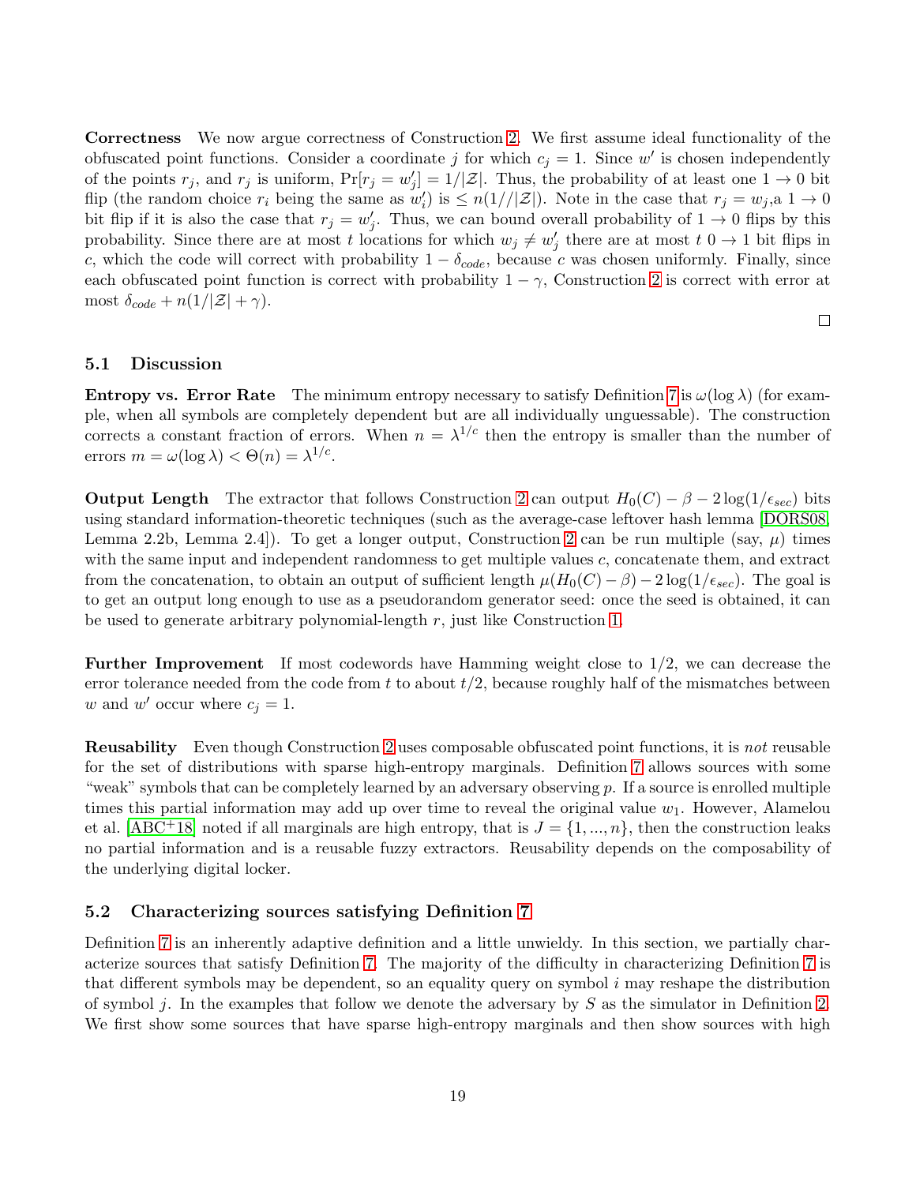**Correctness** We now argue correctness of Construction 2. We first assume ideal functionality of the obfuscated point functions. Consider a coordinate $j$ for which $c_j = 1$. Since $w'$ is chosen independently of the points $r_j$, and $r_j$ is uniform, $\Pr[r_j = w'_j] = 1/|\mathcal{Z}|$. Thus, the probability of at least one $1 \to 0$ bit flip (the random choice $r_i$ being the same as $w'_i$) is $\leq n(1//|\mathcal{Z}|)$. Note in the case that $r_j = w_j$,a $1 \to 0$ bit flip if it is also the case that $r_j = w'_j$. Thus, we can bound overall probability of $1 \to 0$ flips by this probability. Since there are at most $t$ locations for which $w_j \neq w'_j$ there are at most $t$ $0 \to 1$ bit flips in $c$, which the code will correct with probability $1 - \delta_{code}$, because $c$ was chosen uniformly. Finally, since each obfuscated point function is correct with probability $1 - \gamma$, Construction 2 is correct with error at most $\delta_{code} + n(1/|\mathcal{Z}| + \gamma)$.

□

## 5.1 Discussion

**Entropy vs. Error Rate** The minimum entropy necessary to satisfy Definition 7 is $\omega(\log \lambda)$ (for example, when all symbols are completely dependent but are all individually unguessable). The construction corrects a constant fraction of errors. When $n = \lambda^{1/c}$ then the entropy is smaller than the number of errors $m = \omega(\log \lambda) < \Theta(n) = \lambda^{1/c}$.

**Output Length** The extractor that follows Construction 2 can output $H_0(C) - \beta - 2\log(1/\epsilon_{sec})$ bits using standard information-theoretic techniques (such as the average-case leftover hash lemma [DORS08, Lemma 2.2b, Lemma 2.4]). To get a longer output, Construction 2 can be run multiple (say, $\mu$) times with the same input and independent randomness to get multiple values $c$, concatenate them, and extract from the concatenation, to obtain an output of sufficient length $\mu(H_0(C) - \beta) - 2\log(1/\epsilon_{sec})$. The goal is to get an output long enough to use as a pseudorandom generator seed: once the seed is obtained, it can be used to generate arbitrary polynomial-length $r$, just like Construction 1.

**Further Improvement** If most codewords have Hamming weight close to $1/2$, we can decrease the error tolerance needed from the code from $t$ to about $t/2$, because roughly half of the mismatches between $w$ and $w'$ occur where $c_j = 1$.

**Reusability** Even though Construction 2 uses composable obfuscated point functions, it is *not* reusable for the set of distributions with sparse high-entropy marginals. Definition 7 allows sources with some "weak" symbols that can be completely learned by an adversary observing $p$. If a source is enrolled multiple times this partial information may add up over time to reveal the original value $w_1$. However, Alamelou et al. [ABC+18] noted if all marginals are high entropy, that is $J = \{1, ..., n\}$, then the construction leaks no partial information and is a reusable fuzzy extractors. Reusability depends on the composability of the underlying digital locker.

## 5.2 Characterizing sources satisfying Definition 7

Definition 7 is an inherently adaptive definition and a little unwieldy. In this section, we partially characterize sources that satisfy Definition 7. The majority of the difficulty in characterizing Definition 7 is that different symbols may be dependent, so an equality query on symbol $i$ may reshape the distribution of symbol $j$. In the examples that follow we denote the adversary by $S$ as the simulator in Definition 2. We first show some sources that have sparse high-entropy marginals and then show sources with high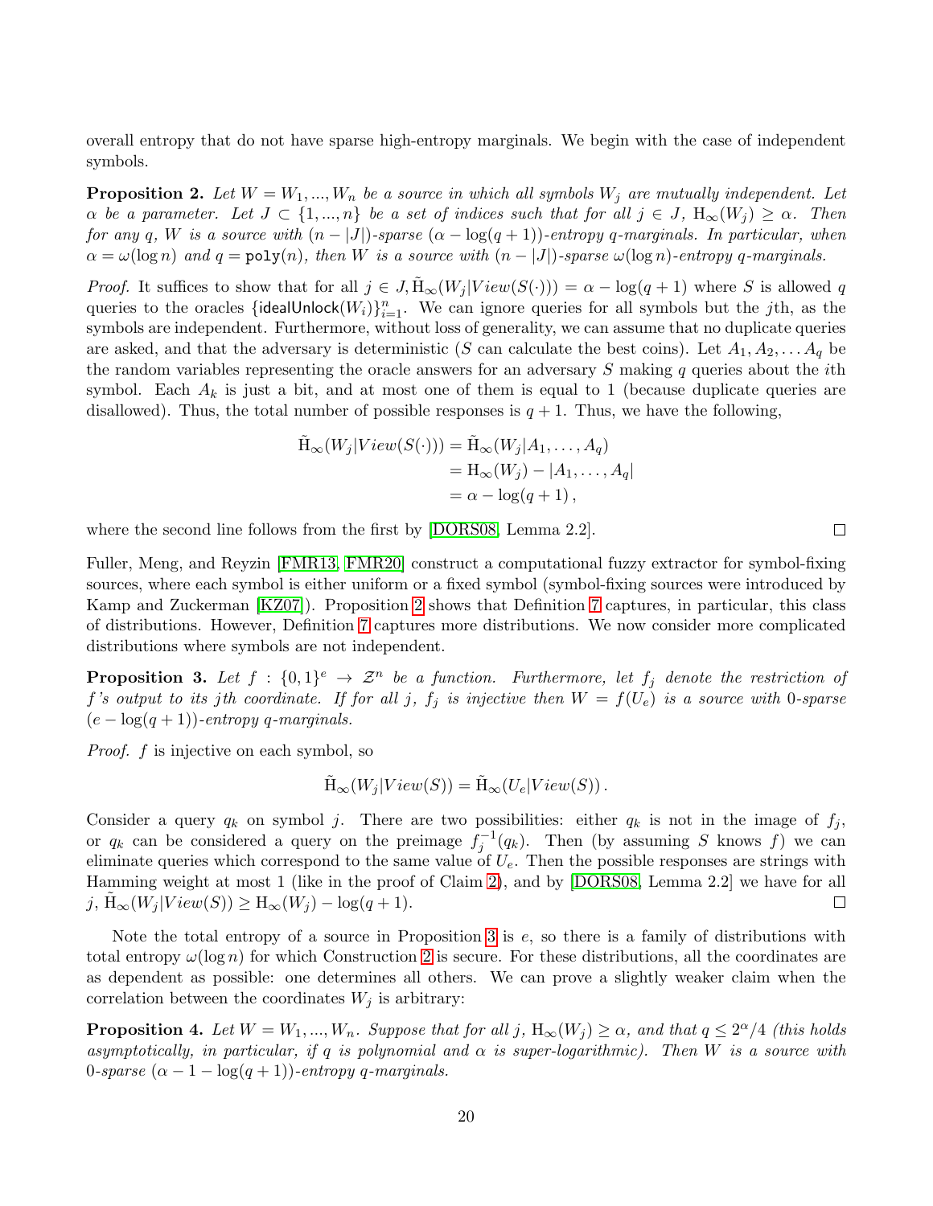overall entropy that do not have sparse high-entropy marginals. We begin with the case of independent symbols.

**Proposition 2.** *Let $W = W_1, ..., W_n$ be a source in which all symbols $W_j$ are mutually independent. Let $\alpha$ be a parameter. Let $J \subset \{1, ..., n\}$ be a set of indices such that for all $j \in J$, $\mathrm{H}_\infty(W_j) \geq \alpha$. Then for any $q$, $W$ is a source with $(n - |J|)$-sparse $(\alpha - \log(q+1))$-entropy $q$-marginals. In particular, when $\alpha = \omega(\log n)$ and $q = \mathtt{poly}(n)$, then $W$ is a source with $(n - |J|)$-sparse $\omega(\log n)$-entropy $q$-marginals.*

*Proof.* It suffices to show that for all $j \in J, \tilde{\mathrm{H}}_\infty(W_j | View(S(\cdot))) = \alpha - \log(q+1)$ where $S$ is allowed $q$ queries to the oracles $\{\mathsf{idealUnlock}(W_i)\}_{i=1}^n$. We can ignore queries for all symbols but the $j$th, as the symbols are independent. Furthermore, without loss of generality, we can assume that no duplicate queries are asked, and that the adversary is deterministic ($S$ can calculate the best coins). Let $A_1, A_2, \ldots A_q$ be the random variables representing the oracle answers for an adversary $S$ making $q$ queries about the $i$th symbol. Each $A_k$ is just a bit, and at most one of them is equal to 1 (because duplicate queries are disallowed). Thus, the total number of possible responses is $q+1$. Thus, we have the following,

$$
\begin{aligned}
\tilde{\mathrm{H}}_\infty(W_j | View(S(\cdot))) &= \tilde{\mathrm{H}}_\infty(W_j | A_1, \ldots, A_q) \\
&= \mathrm{H}_\infty(W_j) - |A_1, \ldots, A_q| \\
&= \alpha - \log(q+1)\,,
\end{aligned}
$$

where the second line follows from the first by [DORS08, Lemma 2.2]. $\square$

Fuller, Meng, and Reyzin [FMR13, FMR20] construct a computational fuzzy extractor for symbol-fixing sources, where each symbol is either uniform or a fixed symbol (symbol-fixing sources were introduced by Kamp and Zuckerman [KZ07]). Proposition 2 shows that Definition 7 captures, in particular, this class of distributions. However, Definition 7 captures more distributions. We now consider more complicated distributions where symbols are not independent.

**Proposition 3.** *Let $f : \{0,1\}^e \to \mathcal{Z}^n$ be a function. Furthermore, let $f_j$ denote the restriction of $f$'s output to its $j$th coordinate. If for all $j$, $f_j$ is injective then $W = f(U_e)$ is a source with 0-sparse $(e - \log(q+1))$-entropy $q$-marginals.*

*Proof.* $f$ is injective on each symbol, so

$$
\tilde{\mathrm{H}}_\infty(W_j | View(S)) = \tilde{\mathrm{H}}_\infty(U_e | View(S))\,.
$$

Consider a query $q_k$ on symbol $j$. There are two possibilities: either $q_k$ is not in the image of $f_j$, or $q_k$ can be considered a query on the preimage $f_j^{-1}(q_k)$. Then (by assuming $S$ knows $f$) we can eliminate queries which correspond to the same value of $U_e$. Then the possible responses are strings with Hamming weight at most 1 (like in the proof of Claim 2), and by [DORS08, Lemma 2.2] we have for all $j$, $\tilde{\mathrm{H}}_\infty(W_j | View(S)) \geq \mathrm{H}_\infty(W_j) - \log(q+1)$. $\square$

Note the total entropy of a source in Proposition 3 is $e$, so there is a family of distributions with total entropy $\omega(\log n)$ for which Construction 2 is secure. For these distributions, all the coordinates are as dependent as possible: one determines all others. We can prove a slightly weaker claim when the correlation between the coordinates $W_j$ is arbitrary:

**Proposition 4.** *Let $W = W_1, ..., W_n$. Suppose that for all $j$, $\mathrm{H}_\infty(W_j) \geq \alpha$, and that $q \leq 2^\alpha/4$ (this holds asymptotically, in particular, if $q$ is polynomial and $\alpha$ is super-logarithmic). Then $W$ is a source with 0-sparse $(\alpha - 1 - \log(q+1))$-entropy $q$-marginals.*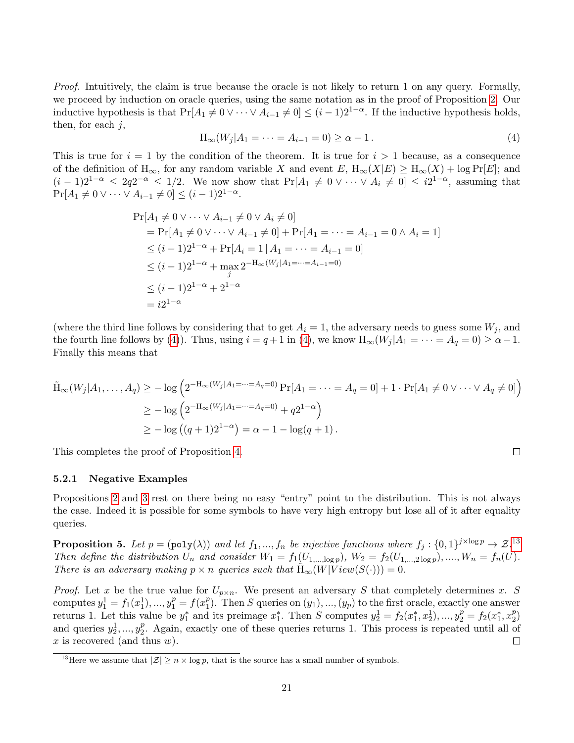*Proof.* Intuitively, the claim is true because the oracle is not likely to return 1 on any query. Formally, we proceed by induction on oracle queries, using the same notation as in the proof of Proposition 2. Our inductive hypothesis is that $\Pr[A_1 \neq 0 \vee \cdots \vee A_{i-1} \neq 0] \leq (i-1)2^{1-\alpha}$. If the inductive hypothesis holds, then, for each $j$,

$$\mathrm{H}_\infty(W_j | A_1 = \cdots = A_{i-1} = 0) \geq \alpha - 1\,. \tag{4}$$

This is true for $i = 1$ by the condition of the theorem. It is true for $i > 1$ because, as a consequence of the definition of $\mathrm{H}_\infty$, for any random variable $X$ and event $E$, $\mathrm{H}_\infty(X|E) \geq \mathrm{H}_\infty(X) + \log \Pr[E]$; and $(i-1)2^{1-\alpha} \leq 2q2^{-\alpha} \leq 1/2$. We now show that $\Pr[A_1 \neq 0 \vee \cdots \vee A_i \neq 0] \leq i2^{1-\alpha}$, assuming that $\Pr[A_1 \neq 0 \vee \cdots \vee A_{i-1} \neq 0] \leq (i-1)2^{1-\alpha}$.

$$\begin{aligned}
&\Pr[A_1 \neq 0 \vee \cdots \vee A_{i-1} \neq 0 \vee A_i \neq 0] \\
&\quad = \Pr[A_1 \neq 0 \vee \cdots \vee A_{i-1} \neq 0] + \Pr[A_1 = \cdots = A_{i-1} = 0 \wedge A_i = 1] \\
&\quad \leq (i-1)2^{1-\alpha} + \Pr[A_i = 1 \,|\, A_1 = \cdots = A_{i-1} = 0] \\
&\quad \leq (i-1)2^{1-\alpha} + \max_j 2^{-\mathrm{H}_\infty(W_j|A_1=\cdots=A_{i-1}=0)} \\
&\quad \leq (i-1)2^{1-\alpha} + 2^{1-\alpha} \\
&\quad = i2^{1-\alpha}
\end{aligned}$$

(where the third line follows by considering that to get $A_i = 1$, the adversary needs to guess some $W_j$, and the fourth line follows by (4)). Thus, using $i = q+1$ in (4), we know $\mathrm{H}_\infty(W_j|A_1 = \cdots = A_q = 0) \geq \alpha - 1$. Finally this means that

$$\begin{aligned}
\tilde{\mathrm{H}}_\infty(W_j|A_1, \ldots, A_q) &\geq -\log\left(2^{-\mathrm{H}_\infty(W_j|A_1=\cdots=A_q=0)} \Pr[A_1 = \cdots = A_q = 0] + 1 \cdot \Pr[A_1 \neq 0 \vee \cdots \vee A_q \neq 0]\right) \\
&\geq -\log\left(2^{-\mathrm{H}_\infty(W_j|A_1=\cdots=A_q=0)} + q2^{1-\alpha}\right) \\
&\geq -\log\left((q+1)2^{1-\alpha}\right) = \alpha - 1 - \log(q+1)\,.
\end{aligned}$$

This completes the proof of Proposition 4. □

#### 5.2.1 Negative Examples

Propositions 2 and 3 rest on there being no easy "entry" point to the distribution. This is not always the case. Indeed it is possible for some symbols to have very high entropy but lose all of it after equality queries.

**Proposition 5.** *Let $p = (\mathtt{poly}(\lambda))$ and let $f_1, ..., f_n$ be injective functions where $f_j : \{0,1\}^{j \times \log p} \to \mathcal{Z}$.*[13] *Then define the distribution $U_n$ and consider $W_1 = f_1(U_{1,...,\log p})$, $W_2 = f_2(U_{1,...,2\log p})$, ...., $W_n = f_n(U)$. There is an adversary making $p \times n$ queries such that $\tilde{\mathrm{H}}_\infty(W|View(S(\cdot))) = 0$.*

*Proof.* Let $x$ be the true value for $U_{p \times n}$. We present an adversary $S$ that completely determines $x$. $S$ computes $y_1^1 = f_1(x_1^1), ..., y_1^p = f(x_1^p)$. Then $S$ queries on $(y_1), ..., (y_p)$ to the first oracle, exactly one answer returns 1. Let this value be $y_1^*$ and its preimage $x_1^*$. Then $S$ computes $y_2^1 = f_2(x_1^*, x_2^1), ..., y_2^p = f_2(x_1^*, x_2^p)$ and queries $y_2^1, ..., y_2^p$. Again, exactly one of these queries returns 1. This process is repeated until all of $x$ is recovered (and thus $w$). □

[13] Here we assume that $|\mathcal{Z}| \geq n \times \log p$, that is the source has a small number of symbols.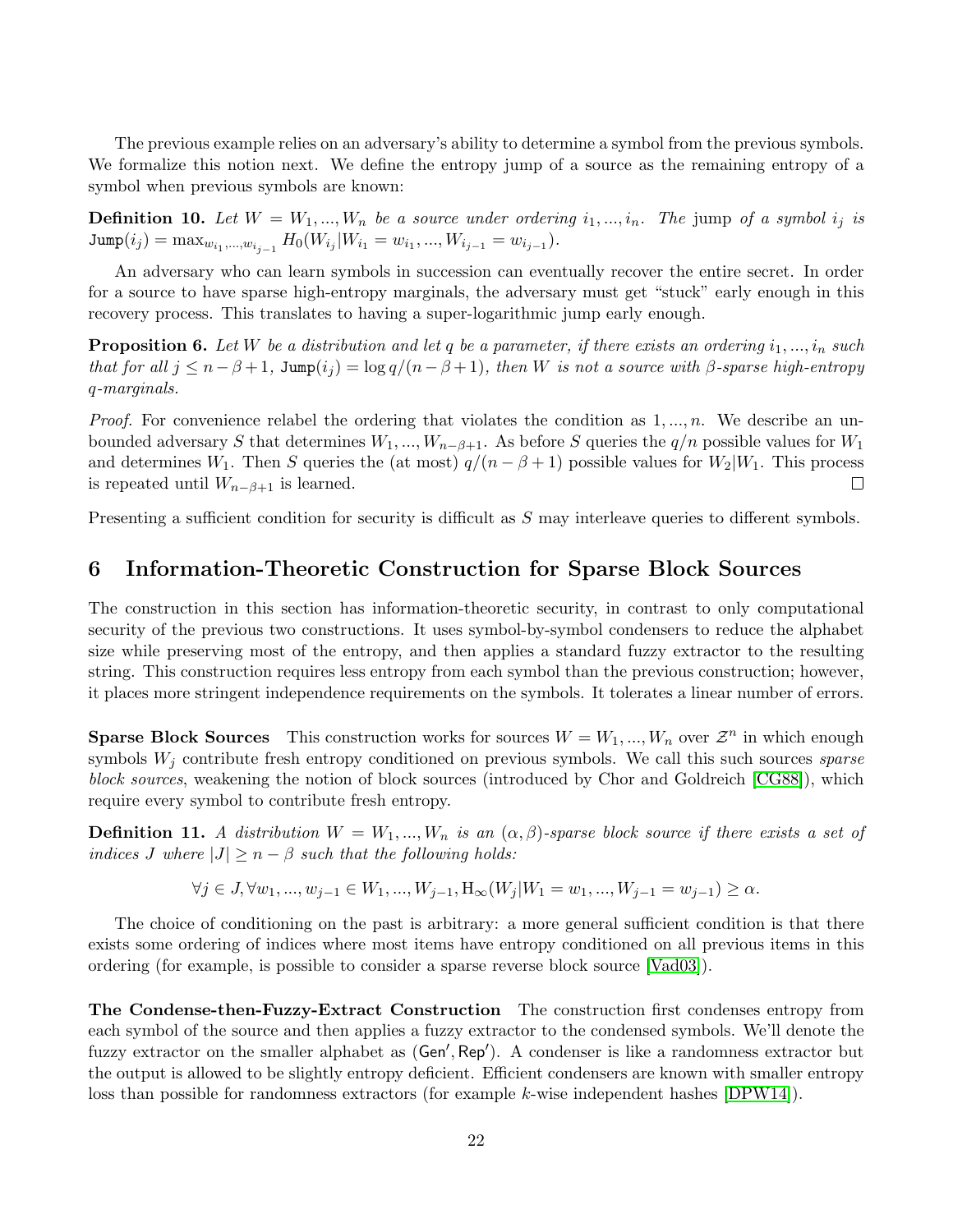The previous example relies on an adversary's ability to determine a symbol from the previous symbols. We formalize this notion next. We define the entropy jump of a source as the remaining entropy of a symbol when previous symbols are known:

**Definition 10.** *Let $W = W_1, ..., W_n$ be a source under ordering $i_1, ..., i_n$. The* jump *of a symbol $i_j$ is $\texttt{Jump}(i_j) = \max_{w_{i_1},...,w_{i_{j-1}}} H_0(W_{i_j} | W_{i_1} = w_{i_1}, ..., W_{i_{j-1}} = w_{i_{j-1}})$.*

An adversary who can learn symbols in succession can eventually recover the entire secret. In order for a source to have sparse high-entropy marginals, the adversary must get "stuck" early enough in this recovery process. This translates to having a super-logarithmic jump early enough.

**Proposition 6.** *Let $W$ be a distribution and let $q$ be a parameter, if there exists an ordering $i_1, ..., i_n$ such that for all $j \leq n - \beta + 1$, $\texttt{Jump}(i_j) = \log q/(n - \beta + 1)$, then $W$ is not a source with $\beta$-sparse high-entropy $q$-marginals.*

*Proof.* For convenience relabel the ordering that violates the condition as $1, ..., n$. We describe an unbounded adversary $S$ that determines $W_1, ..., W_{n-\beta+1}$. As before $S$ queries the $q/n$ possible values for $W_1$ and determines $W_1$. Then $S$ queries the (at most) $q/(n - \beta + 1)$ possible values for $W_2 | W_1$. This process is repeated until $W_{n-\beta+1}$ is learned. $\square$

Presenting a sufficient condition for security is difficult as $S$ may interleave queries to different symbols.

# 6 Information-Theoretic Construction for Sparse Block Sources

The construction in this section has information-theoretic security, in contrast to only computational security of the previous two constructions. It uses symbol-by-symbol condensers to reduce the alphabet size while preserving most of the entropy, and then applies a standard fuzzy extractor to the resulting string. This construction requires less entropy from each symbol than the previous construction; however, it places more stringent independence requirements on the symbols. It tolerates a linear number of errors.

**Sparse Block Sources** This construction works for sources $W = W_1, ..., W_n$ over $\mathcal{Z}^n$ in which enough symbols $W_j$ contribute fresh entropy conditioned on previous symbols. We call this such sources *sparse block sources*, weakening the notion of block sources (introduced by Chor and Goldreich [CG88]), which require every symbol to contribute fresh entropy.

**Definition 11.** *A distribution $W = W_1, ..., W_n$ is an $(\alpha, \beta)$-sparse block source if there exists a set of indices $J$ where $|J| \geq n - \beta$ such that the following holds:*

$$\forall j \in J, \forall w_1, ..., w_{j-1} \in W_1, ..., W_{j-1}, \mathrm{H}_\infty(W_j | W_1 = w_1, ..., W_{j-1} = w_{j-1}) \geq \alpha.$$

The choice of conditioning on the past is arbitrary: a more general sufficient condition is that there exists some ordering of indices where most items have entropy conditioned on all previous items in this ordering (for example, is possible to consider a sparse reverse block source [Vad03]).

**The Condense-then-Fuzzy-Extract Construction** The construction first condenses entropy from each symbol of the source and then applies a fuzzy extractor to the condensed symbols. We'll denote the fuzzy extractor on the smaller alphabet as $(\mathsf{Gen}', \mathsf{Rep}')$. A condenser is like a randomness extractor but the output is allowed to be slightly entropy deficient. Efficient condensers are known with smaller entropy loss than possible for randomness extractors (for example $k$-wise independent hashes [DPW14]).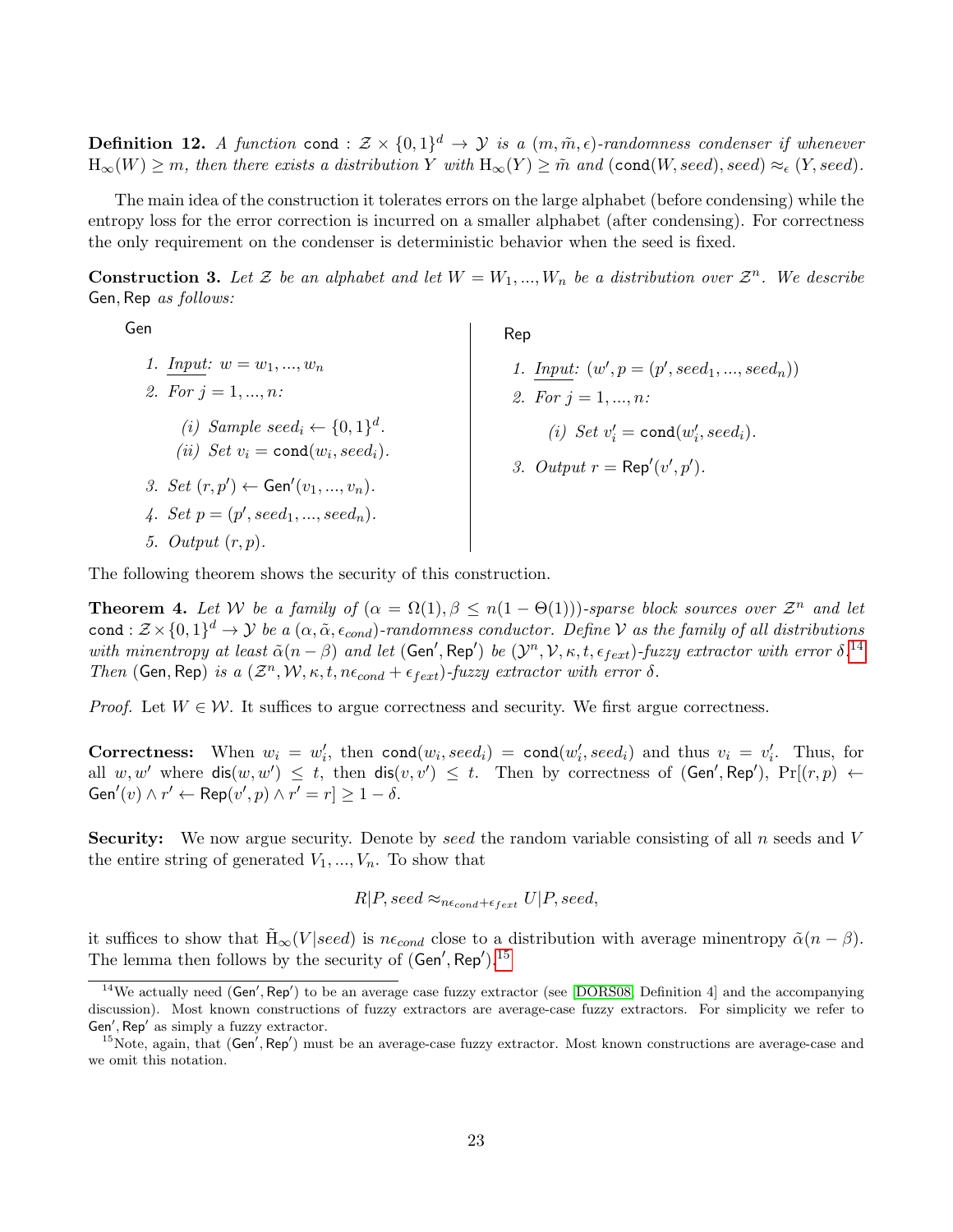**Definition 12.** *A function* $\mathsf{cond} : \mathcal{Z} \times \{0,1\}^d \to \mathcal{Y}$ *is a* $(m, \tilde{m}, \epsilon)$*-randomness condenser if whenever* $\mathrm{H}_\infty(W) \geq m$*, then there exists a distribution* $Y$ *with* $\mathrm{H}_\infty(Y) \geq \tilde{m}$ *and* $(\mathsf{cond}(W, seed), seed) \approx_\epsilon (Y, seed)$*.*

The main idea of the construction it tolerates errors on the large alphabet (before condensing) while the entropy loss for the error correction is incurred on a smaller alphabet (after condensing). For correctness the only requirement on the condenser is deterministic behavior when the seed is fixed.

**Construction 3.** *Let* $\mathcal{Z}$ *be an alphabet and let* $W = W_1, ..., W_n$ *be a distribution over* $\mathcal{Z}^n$*. We describe* $\mathsf{Gen}, \mathsf{Rep}$ *as follows:*

$\mathsf{Gen}$

1. *Input:* $w = w_1, ..., w_n$
2. *For* $j = 1, ..., n$*:*
   - *(i) Sample* $seed_i \leftarrow \{0,1\}^d$*.*
   - *(ii) Set* $v_i = \mathsf{cond}(w_i, seed_i)$*.*
3. *Set* $(r, p') \leftarrow \mathsf{Gen}'(v_1, ..., v_n)$*.*
4. *Set* $p = (p', seed_1, ..., seed_n)$*.*
5. *Output* $(r, p)$*.*

$\mathsf{Rep}$

1. *Input:* $(w', p = (p', seed_1, ..., seed_n))$
2. *For* $j = 1, ..., n$*:*
   - *(i) Set* $v'_i = \mathsf{cond}(w'_i, seed_i)$*.*
3. *Output* $r = \mathsf{Rep}'(v', p')$*.*

The following theorem shows the security of this construction.

**Theorem 4.** *Let* $\mathcal{W}$ *be a family of* $(\alpha = \Omega(1), \beta \leq n(1 - \Theta(1)))$*-sparse block sources over* $\mathcal{Z}^n$ *and let* $\mathsf{cond} : \mathcal{Z} \times \{0,1\}^d \to \mathcal{Y}$ *be a* $(\alpha, \tilde{\alpha}, \epsilon_{cond})$*-randomness conductor. Define* $\mathcal{V}$ *as the family of all distributions with minentropy at least* $\tilde{\alpha}(n - \beta)$ *and let* $(\mathsf{Gen}', \mathsf{Rep}')$ *be* $(\mathcal{Y}^n, \mathcal{V}, \kappa, t, \epsilon_{fext})$*-fuzzy extractor with error* $\delta$*.*[14] *Then* $(\mathsf{Gen}, \mathsf{Rep})$ *is a* $(\mathcal{Z}^n, \mathcal{W}, \kappa, t, n\epsilon_{cond} + \epsilon_{fext})$*-fuzzy extractor with error* $\delta$*.*

*Proof.* Let $W \in \mathcal{W}$. It suffices to argue correctness and security. We first argue correctness.

**Correctness:** When $w_i = w'_i$, then $\mathsf{cond}(w_i, seed_i) = \mathsf{cond}(w'_i, seed_i)$ and thus $v_i = v'_i$. Thus, for all $w, w'$ where $\mathsf{dis}(w, w') \leq t$, then $\mathsf{dis}(v, v') \leq t$. Then by correctness of $(\mathsf{Gen}', \mathsf{Rep}')$, $\Pr[(r, p) \leftarrow \mathsf{Gen}'(v) \wedge r' \leftarrow \mathsf{Rep}(v', p) \wedge r' = r] \geq 1 - \delta$.

**Security:** We now argue security. Denote by *seed* the random variable consisting of all $n$ seeds and $V$ the entire string of generated $V_1, ..., V_n$. To show that

$$R | P, seed \approx_{n\epsilon_{cond} + \epsilon_{fext}} U | P, seed,$$

it suffices to show that $\tilde{\mathrm{H}}_\infty(V | seed)$ is $n\epsilon_{cond}$ close to a distribution with average minentropy $\tilde{\alpha}(n - \beta)$. The lemma then follows by the security of $(\mathsf{Gen}', \mathsf{Rep}')$.[15]

[14] We actually need $(\mathsf{Gen}', \mathsf{Rep}')$ to be an average case fuzzy extractor (see [DORS08, Definition 4] and the accompanying discussion). Most known constructions of fuzzy extractors are average-case fuzzy extractors. For simplicity we refer to $\mathsf{Gen}', \mathsf{Rep}'$ as simply a fuzzy extractor.

[15] Note, again, that $(\mathsf{Gen}', \mathsf{Rep}')$ must be an average-case fuzzy extractor. Most known constructions are average-case and we omit this notation.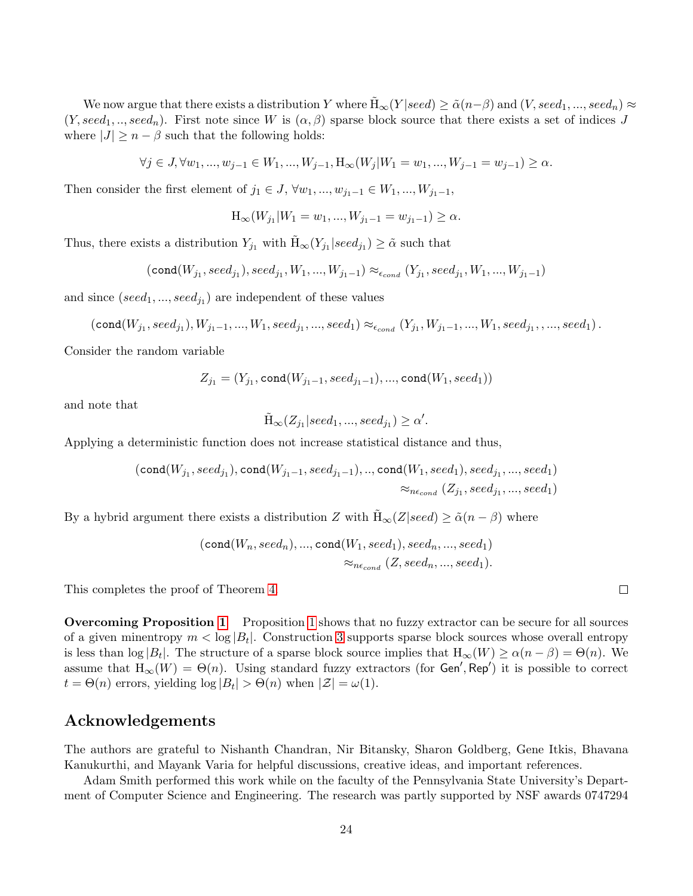We now argue that there exists a distribution $Y$ where $\tilde{\mathrm{H}}_\infty(Y|seed) \geq \tilde{\alpha}(n-\beta)$ and $(V, seed_1, ..., seed_n) \approx (Y, seed_1, .., seed_n)$. First note since $W$ is $(\alpha, \beta)$ sparse block source that there exists a set of indices $J$ where $|J| \geq n - \beta$ such that the following holds:

$$\forall j \in J, \forall w_1, ..., w_{j-1} \in W_1, ..., W_{j-1}, \mathrm{H}_\infty(W_j | W_1 = w_1, ..., W_{j-1} = w_{j-1}) \geq \alpha.$$

Then consider the first element of $j_1 \in J$, $\forall w_1, ..., w_{j_1-1} \in W_1, ..., W_{j_1-1}$,

$$\mathrm{H}_\infty(W_{j_1} | W_1 = w_1, ..., W_{j_1-1} = w_{j_1-1}) \geq \alpha.$$

Thus, there exists a distribution $Y_{j_1}$ with $\tilde{\mathrm{H}}_\infty(Y_{j_1}|seed_{j_1}) \geq \tilde{\alpha}$ such that

$$(\mathtt{cond}(W_{j_1}, seed_{j_1}), seed_{j_1}, W_1, ..., W_{j_1-1}) \approx_{\epsilon_{cond}} (Y_{j_1}, seed_{j_1}, W_1, ..., W_{j_1-1})$$

and since $(seed_1, ..., seed_{j_1})$ are independent of these values

$$(\mathtt{cond}(W_{j_1}, seed_{j_1}), W_{j_1-1}, ..., W_1, seed_{j_1}, ..., seed_1) \approx_{\epsilon_{cond}} (Y_{j_1}, W_{j_1-1}, ..., W_1, seed_{j_1}, , ..., seed_1).$$

Consider the random variable

$$Z_{j_1} = (Y_{j_1}, \mathtt{cond}(W_{j_1-1}, seed_{j_1-1}), ..., \mathtt{cond}(W_1, seed_1))$$

and note that

$$\tilde{\mathrm{H}}_\infty(Z_{j_1}|seed_1, ..., seed_{j_1}) \geq \alpha'.$$

Applying a deterministic function does not increase statistical distance and thus,

$$\begin{aligned}(\mathtt{cond}(W_{j_1}, seed_{j_1}), \mathtt{cond}(W_{j_1-1}, seed_{j_1-1}), .., \mathtt{cond}(W_1, seed_1), seed_{j_1}, ..., seed_1) \\ \approx_{n\epsilon_{cond}} (Z_{j_1}, seed_{j_1}, ..., seed_1)\end{aligned}$$

By a hybrid argument there exists a distribution $Z$ with $\tilde{\mathrm{H}}_\infty(Z|seed) \geq \tilde{\alpha}(n-\beta)$ where

$$\begin{aligned}(\mathtt{cond}(W_n, seed_n), ..., \mathtt{cond}(W_1, seed_1), seed_n, ..., seed_1) \\ \approx_{n\epsilon_{cond}} (Z, seed_n, ..., seed_1).\end{aligned}$$

This completes the proof of Theorem 4. ∎

**Overcoming Proposition 1** Proposition 1 shows that no fuzzy extractor can be secure for all sources of a given minentropy $m < \log |B_t|$. Construction 3 supports sparse block sources whose overall entropy is less than $\log |B_t|$. The structure of a sparse block source implies that $\mathrm{H}_\infty(W) \geq \alpha(n-\beta) = \Theta(n)$. We assume that $\mathrm{H}_\infty(W) = \Theta(n)$. Using standard fuzzy extractors (for $\mathsf{Gen}', \mathsf{Rep}'$) it is possible to correct $t = \Theta(n)$ errors, yielding $\log |B_t| > \Theta(n)$ when $|\mathcal{Z}| = \omega(1)$.

## Acknowledgements

The authors are grateful to Nishanth Chandran, Nir Bitansky, Sharon Goldberg, Gene Itkis, Bhavana Kanukurthi, and Mayank Varia for helpful discussions, creative ideas, and important references.

Adam Smith performed this work while on the faculty of the Pennsylvania State University's Department of Computer Science and Engineering. The research was partly supported by NSF awards 0747294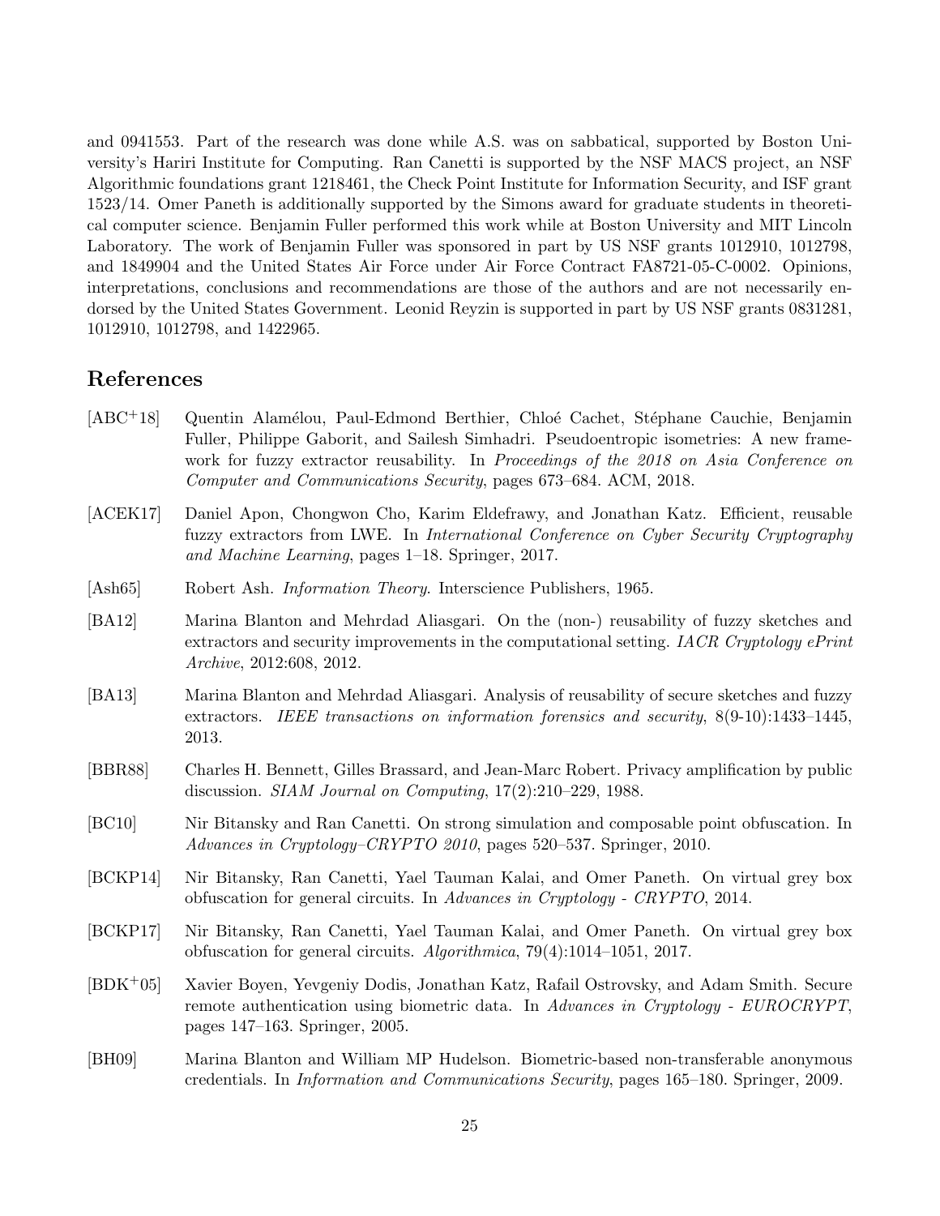and 0941553. Part of the research was done while A.S. was on sabbatical, supported by Boston University's Hariri Institute for Computing. Ran Canetti is supported by the NSF MACS project, an NSF Algorithmic foundations grant 1218461, the Check Point Institute for Information Security, and ISF grant 1523/14. Omer Paneth is additionally supported by the Simons award for graduate students in theoretical computer science. Benjamin Fuller performed this work while at Boston University and MIT Lincoln Laboratory. The work of Benjamin Fuller was sponsored in part by US NSF grants 1012910, 1012798, and 1849904 and the United States Air Force under Air Force Contract FA8721-05-C-0002. Opinions, interpretations, conclusions and recommendations are those of the authors and are not necessarily endorsed by the United States Government. Leonid Reyzin is supported in part by US NSF grants 0831281, 1012910, 1012798, and 1422965.

## References

[ABC+18] Quentin Alamélou, Paul-Edmond Berthier, Chloé Cachet, Stéphane Cauchie, Benjamin Fuller, Philippe Gaborit, and Sailesh Simhadri. Pseudoentropic isometries: A new framework for fuzzy extractor reusability. In *Proceedings of the 2018 on Asia Conference on Computer and Communications Security*, pages 673–684. ACM, 2018.

[ACEK17] Daniel Apon, Chongwon Cho, Karim Eldefrawy, and Jonathan Katz. Efficient, reusable fuzzy extractors from LWE. In *International Conference on Cyber Security Cryptography and Machine Learning*, pages 1–18. Springer, 2017.

[Ash65] Robert Ash. *Information Theory*. Interscience Publishers, 1965.

[BA12] Marina Blanton and Mehrdad Aliasgari. On the (non-) reusability of fuzzy sketches and extractors and security improvements in the computational setting. *IACR Cryptology ePrint Archive*, 2012:608, 2012.

[BA13] Marina Blanton and Mehrdad Aliasgari. Analysis of reusability of secure sketches and fuzzy extractors. *IEEE transactions on information forensics and security*, 8(9-10):1433–1445, 2013.

[BBR88] Charles H. Bennett, Gilles Brassard, and Jean-Marc Robert. Privacy amplification by public discussion. *SIAM Journal on Computing*, 17(2):210–229, 1988.

[BC10] Nir Bitansky and Ran Canetti. On strong simulation and composable point obfuscation. In *Advances in Cryptology–CRYPTO 2010*, pages 520–537. Springer, 2010.

[BCKP14] Nir Bitansky, Ran Canetti, Yael Tauman Kalai, and Omer Paneth. On virtual grey box obfuscation for general circuits. In *Advances in Cryptology - CRYPTO*, 2014.

[BCKP17] Nir Bitansky, Ran Canetti, Yael Tauman Kalai, and Omer Paneth. On virtual grey box obfuscation for general circuits. *Algorithmica*, 79(4):1014–1051, 2017.

[BDK+05] Xavier Boyen, Yevgeniy Dodis, Jonathan Katz, Rafail Ostrovsky, and Adam Smith. Secure remote authentication using biometric data. In *Advances in Cryptology - EUROCRYPT*, pages 147–163. Springer, 2005.

[BH09] Marina Blanton and William MP Hudelson. Biometric-based non-transferable anonymous credentials. In *Information and Communications Security*, pages 165–180. Springer, 2009.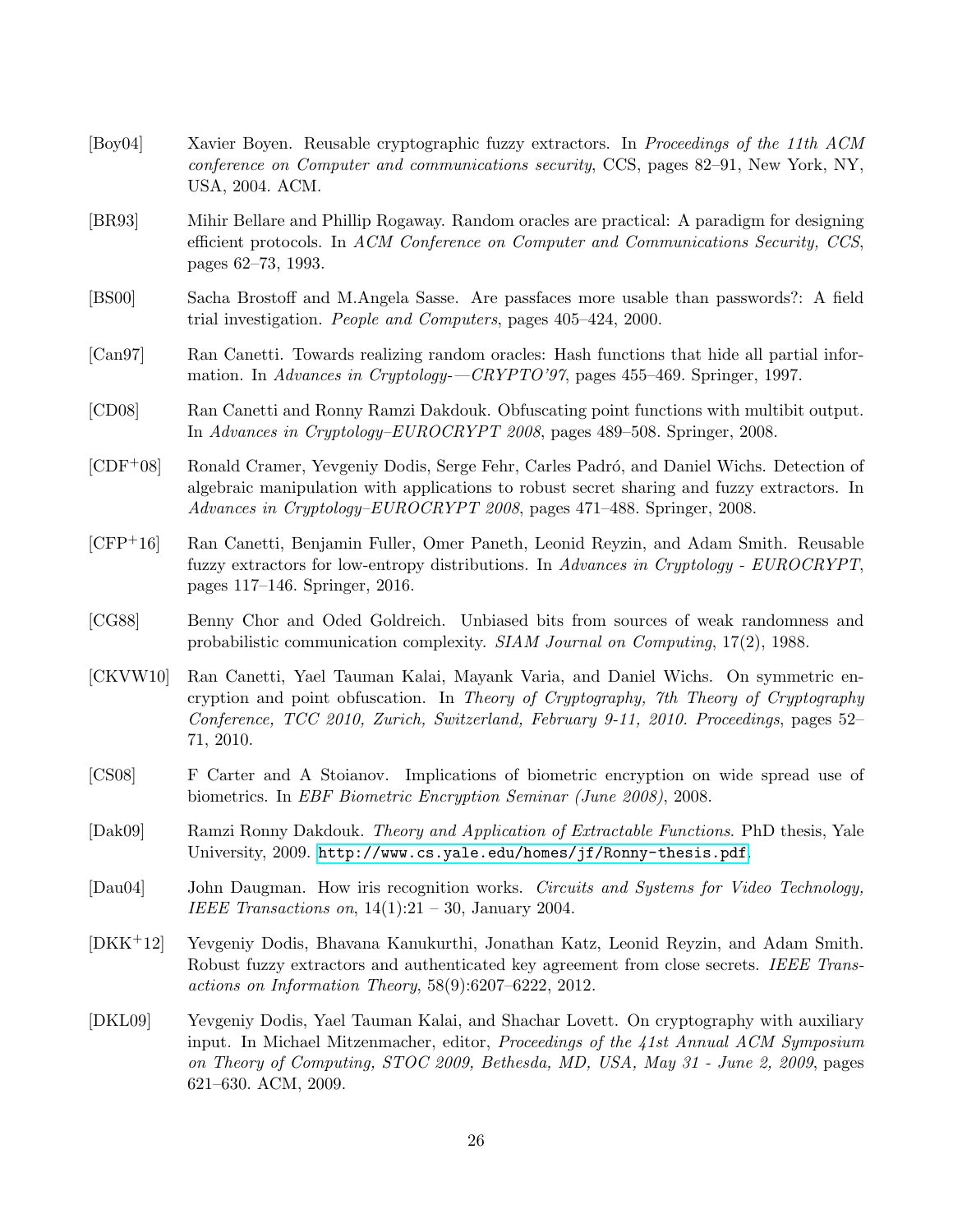[Boy04] Xavier Boyen. Reusable cryptographic fuzzy extractors. In *Proceedings of the 11th ACM conference on Computer and communications security*, CCS, pages 82–91, New York, NY, USA, 2004. ACM.

[BR93] Mihir Bellare and Phillip Rogaway. Random oracles are practical: A paradigm for designing efficient protocols. In *ACM Conference on Computer and Communications Security, CCS*, pages 62–73, 1993.

[BS00] Sacha Brostoff and M.Angela Sasse. Are passfaces more usable than passwords?: A field trial investigation. *People and Computers*, pages 405–424, 2000.

[Can97] Ran Canetti. Towards realizing random oracles: Hash functions that hide all partial information. In *Advances in Cryptology-—CRYPTO'97*, pages 455–469. Springer, 1997.

[CD08] Ran Canetti and Ronny Ramzi Dakdouk. Obfuscating point functions with multibit output. In *Advances in Cryptology–EUROCRYPT 2008*, pages 489–508. Springer, 2008.

[CDF+08] Ronald Cramer, Yevgeniy Dodis, Serge Fehr, Carles Padró, and Daniel Wichs. Detection of algebraic manipulation with applications to robust secret sharing and fuzzy extractors. In *Advances in Cryptology–EUROCRYPT 2008*, pages 471–488. Springer, 2008.

[CFP+16] Ran Canetti, Benjamin Fuller, Omer Paneth, Leonid Reyzin, and Adam Smith. Reusable fuzzy extractors for low-entropy distributions. In *Advances in Cryptology - EUROCRYPT*, pages 117–146. Springer, 2016.

[CG88] Benny Chor and Oded Goldreich. Unbiased bits from sources of weak randomness and probabilistic communication complexity. *SIAM Journal on Computing*, 17(2), 1988.

[CKVW10] Ran Canetti, Yael Tauman Kalai, Mayank Varia, and Daniel Wichs. On symmetric encryption and point obfuscation. In *Theory of Cryptography, 7th Theory of Cryptography Conference, TCC 2010, Zurich, Switzerland, February 9-11, 2010. Proceedings*, pages 52–71, 2010.

[CS08] F Carter and A Stoianov. Implications of biometric encryption on wide spread use of biometrics. In *EBF Biometric Encryption Seminar (June 2008)*, 2008.

[Dak09] Ramzi Ronny Dakdouk. *Theory and Application of Extractable Functions*. PhD thesis, Yale University, 2009. http://www.cs.yale.edu/homes/jf/Ronny-thesis.pdf.

[Dau04] John Daugman. How iris recognition works. *Circuits and Systems for Video Technology, IEEE Transactions on*, 14(1):21 – 30, January 2004.

[DKK+12] Yevgeniy Dodis, Bhavana Kanukurthi, Jonathan Katz, Leonid Reyzin, and Adam Smith. Robust fuzzy extractors and authenticated key agreement from close secrets. *IEEE Transactions on Information Theory*, 58(9):6207–6222, 2012.

[DKL09] Yevgeniy Dodis, Yael Tauman Kalai, and Shachar Lovett. On cryptography with auxiliary input. In Michael Mitzenmacher, editor, *Proceedings of the 41st Annual ACM Symposium on Theory of Computing, STOC 2009, Bethesda, MD, USA, May 31 - June 2, 2009*, pages 621–630. ACM, 2009.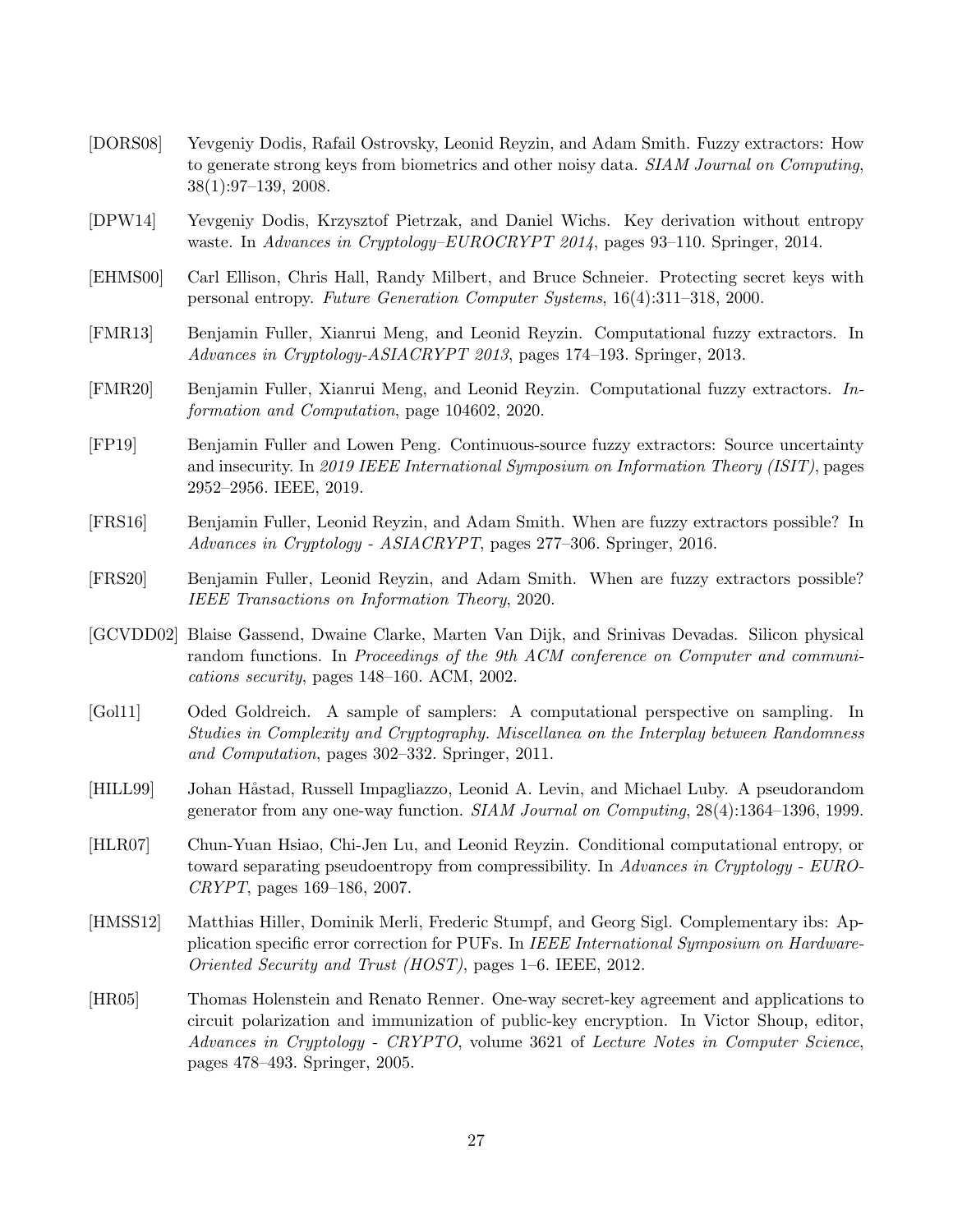[DORS08] Yevgeniy Dodis, Rafail Ostrovsky, Leonid Reyzin, and Adam Smith. Fuzzy extractors: How to generate strong keys from biometrics and other noisy data. *SIAM Journal on Computing*, 38(1):97–139, 2008.

[DPW14] Yevgeniy Dodis, Krzysztof Pietrzak, and Daniel Wichs. Key derivation without entropy waste. In *Advances in Cryptology–EUROCRYPT 2014*, pages 93–110. Springer, 2014.

[EHMS00] Carl Ellison, Chris Hall, Randy Milbert, and Bruce Schneier. Protecting secret keys with personal entropy. *Future Generation Computer Systems*, 16(4):311–318, 2000.

[FMR13] Benjamin Fuller, Xianrui Meng, and Leonid Reyzin. Computational fuzzy extractors. In *Advances in Cryptology-ASIACRYPT 2013*, pages 174–193. Springer, 2013.

[FMR20] Benjamin Fuller, Xianrui Meng, and Leonid Reyzin. Computational fuzzy extractors. *Information and Computation*, page 104602, 2020.

[FP19] Benjamin Fuller and Lowen Peng. Continuous-source fuzzy extractors: Source uncertainty and insecurity. In *2019 IEEE International Symposium on Information Theory (ISIT)*, pages 2952–2956. IEEE, 2019.

[FRS16] Benjamin Fuller, Leonid Reyzin, and Adam Smith. When are fuzzy extractors possible? In *Advances in Cryptology - ASIACRYPT*, pages 277–306. Springer, 2016.

[FRS20] Benjamin Fuller, Leonid Reyzin, and Adam Smith. When are fuzzy extractors possible? *IEEE Transactions on Information Theory*, 2020.

[GCVDD02] Blaise Gassend, Dwaine Clarke, Marten Van Dijk, and Srinivas Devadas. Silicon physical random functions. In *Proceedings of the 9th ACM conference on Computer and communications security*, pages 148–160. ACM, 2002.

[Gol11] Oded Goldreich. A sample of samplers: A computational perspective on sampling. In *Studies in Complexity and Cryptography. Miscellanea on the Interplay between Randomness and Computation*, pages 302–332. Springer, 2011.

[HILL99] Johan Håstad, Russell Impagliazzo, Leonid A. Levin, and Michael Luby. A pseudorandom generator from any one-way function. *SIAM Journal on Computing*, 28(4):1364–1396, 1999.

[HLR07] Chun-Yuan Hsiao, Chi-Jen Lu, and Leonid Reyzin. Conditional computational entropy, or toward separating pseudoentropy from compressibility. In *Advances in Cryptology - EUROCRYPT*, pages 169–186, 2007.

[HMSS12] Matthias Hiller, Dominik Merli, Frederic Stumpf, and Georg Sigl. Complementary ibs: Application specific error correction for PUFs. In *IEEE International Symposium on Hardware-Oriented Security and Trust (HOST)*, pages 1–6. IEEE, 2012.

[HR05] Thomas Holenstein and Renato Renner. One-way secret-key agreement and applications to circuit polarization and immunization of public-key encryption. In Victor Shoup, editor, *Advances in Cryptology - CRYPTO*, volume 3621 of *Lecture Notes in Computer Science*, pages 478–493. Springer, 2005.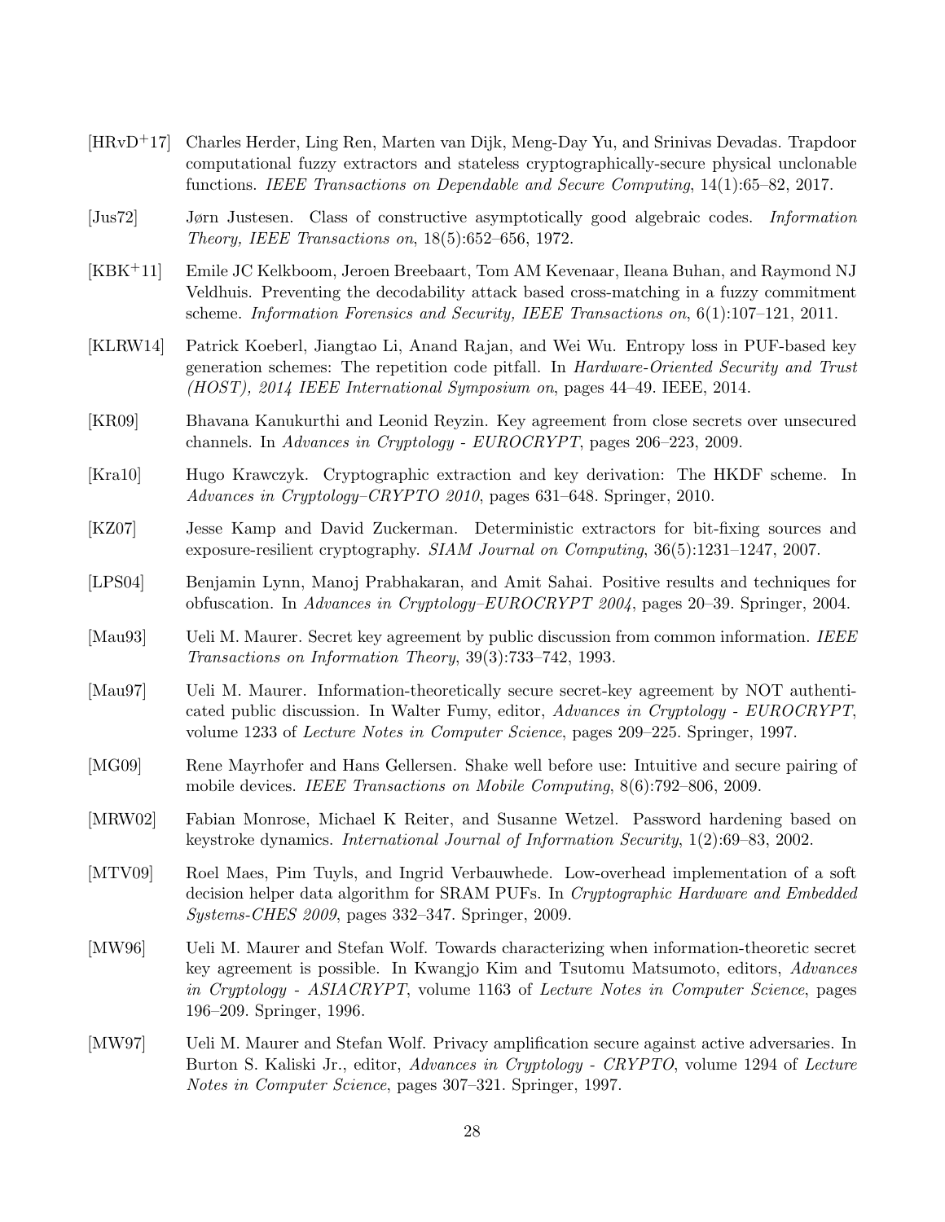[HRvD+17] Charles Herder, Ling Ren, Marten van Dijk, Meng-Day Yu, and Srinivas Devadas. Trapdoor computational fuzzy extractors and stateless cryptographically-secure physical unclonable functions. *IEEE Transactions on Dependable and Secure Computing*, 14(1):65–82, 2017.

[Jus72] Jørn Justesen. Class of constructive asymptotically good algebraic codes. *Information Theory, IEEE Transactions on*, 18(5):652–656, 1972.

[KBK+11] Emile JC Kelkboom, Jeroen Breebaart, Tom AM Kevenaar, Ileana Buhan, and Raymond NJ Veldhuis. Preventing the decodability attack based cross-matching in a fuzzy commitment scheme. *Information Forensics and Security, IEEE Transactions on*, 6(1):107–121, 2011.

[KLRW14] Patrick Koeberl, Jiangtao Li, Anand Rajan, and Wei Wu. Entropy loss in PUF-based key generation schemes: The repetition code pitfall. In *Hardware-Oriented Security and Trust (HOST), 2014 IEEE International Symposium on*, pages 44–49. IEEE, 2014.

[KR09] Bhavana Kanukurthi and Leonid Reyzin. Key agreement from close secrets over unsecured channels. In *Advances in Cryptology - EUROCRYPT*, pages 206–223, 2009.

[Kra10] Hugo Krawczyk. Cryptographic extraction and key derivation: The HKDF scheme. In *Advances in Cryptology–CRYPTO 2010*, pages 631–648. Springer, 2010.

[KZ07] Jesse Kamp and David Zuckerman. Deterministic extractors for bit-fixing sources and exposure-resilient cryptography. *SIAM Journal on Computing*, 36(5):1231–1247, 2007.

[LPS04] Benjamin Lynn, Manoj Prabhakaran, and Amit Sahai. Positive results and techniques for obfuscation. In *Advances in Cryptology–EUROCRYPT 2004*, pages 20–39. Springer, 2004.

[Mau93] Ueli M. Maurer. Secret key agreement by public discussion from common information. *IEEE Transactions on Information Theory*, 39(3):733–742, 1993.

[Mau97] Ueli M. Maurer. Information-theoretically secure secret-key agreement by NOT authenticated public discussion. In Walter Fumy, editor, *Advances in Cryptology - EUROCRYPT*, volume 1233 of *Lecture Notes in Computer Science*, pages 209–225. Springer, 1997.

[MG09] Rene Mayrhofer and Hans Gellersen. Shake well before use: Intuitive and secure pairing of mobile devices. *IEEE Transactions on Mobile Computing*, 8(6):792–806, 2009.

[MRW02] Fabian Monrose, Michael K Reiter, and Susanne Wetzel. Password hardening based on keystroke dynamics. *International Journal of Information Security*, 1(2):69–83, 2002.

[MTV09] Roel Maes, Pim Tuyls, and Ingrid Verbauwhede. Low-overhead implementation of a soft decision helper data algorithm for SRAM PUFs. In *Cryptographic Hardware and Embedded Systems-CHES 2009*, pages 332–347. Springer, 2009.

[MW96] Ueli M. Maurer and Stefan Wolf. Towards characterizing when information-theoretic secret key agreement is possible. In Kwangjo Kim and Tsutomu Matsumoto, editors, *Advances in Cryptology - ASIACRYPT*, volume 1163 of *Lecture Notes in Computer Science*, pages 196–209. Springer, 1996.

[MW97] Ueli M. Maurer and Stefan Wolf. Privacy amplification secure against active adversaries. In Burton S. Kaliski Jr., editor, *Advances in Cryptology - CRYPTO*, volume 1294 of *Lecture Notes in Computer Science*, pages 307–321. Springer, 1997.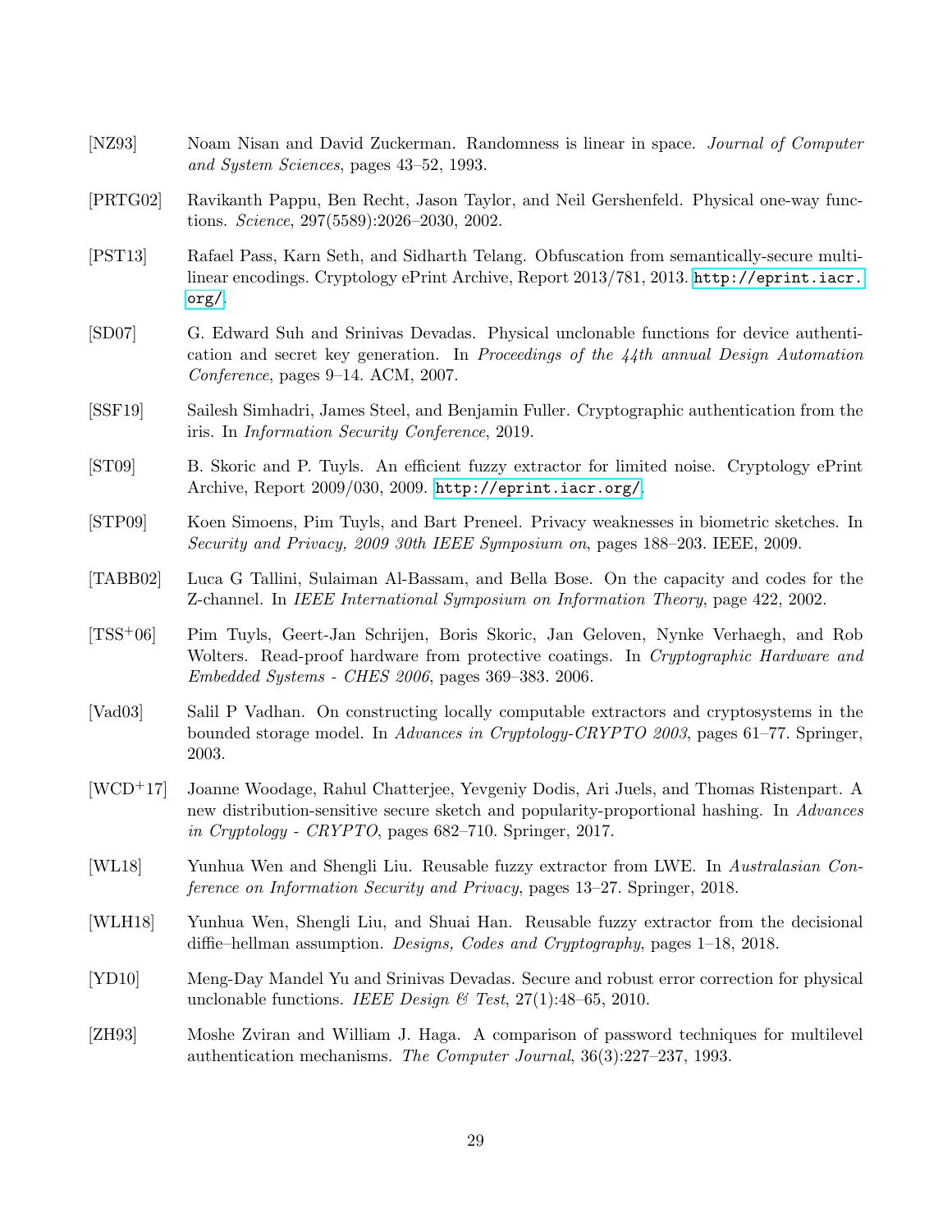[NZ93] Noam Nisan and David Zuckerman. Randomness is linear in space. *Journal of Computer and System Sciences*, pages 43–52, 1993.

[PRTG02] Ravikanth Pappu, Ben Recht, Jason Taylor, and Neil Gershenfeld. Physical one-way functions. *Science*, 297(5589):2026–2030, 2002.

[PST13] Rafael Pass, Karn Seth, and Sidharth Telang. Obfuscation from semantically-secure multilinear encodings. Cryptology ePrint Archive, Report 2013/781, 2013. `http://eprint.iacr.org/`.

[SD07] G. Edward Suh and Srinivas Devadas. Physical unclonable functions for device authentication and secret key generation. In *Proceedings of the 44th annual Design Automation Conference*, pages 9–14. ACM, 2007.

[SSF19] Sailesh Simhadri, James Steel, and Benjamin Fuller. Cryptographic authentication from the iris. In *Information Security Conference*, 2019.

[ST09] B. Skoric and P. Tuyls. An efficient fuzzy extractor for limited noise. Cryptology ePrint Archive, Report 2009/030, 2009. `http://eprint.iacr.org/`.

[STP09] Koen Simoens, Pim Tuyls, and Bart Preneel. Privacy weaknesses in biometric sketches. In *Security and Privacy, 2009 30th IEEE Symposium on*, pages 188–203. IEEE, 2009.

[TABB02] Luca G Tallini, Sulaiman Al-Bassam, and Bella Bose. On the capacity and codes for the Z-channel. In *IEEE International Symposium on Information Theory*, page 422, 2002.

[TSS+06] Pim Tuyls, Geert-Jan Schrijen, Boris Skoric, Jan Geloven, Nynke Verhaegh, and Rob Wolters. Read-proof hardware from protective coatings. In *Cryptographic Hardware and Embedded Systems - CHES 2006*, pages 369–383. 2006.

[Vad03] Salil P Vadhan. On constructing locally computable extractors and cryptosystems in the bounded storage model. In *Advances in Cryptology-CRYPTO 2003*, pages 61–77. Springer, 2003.

[WCD+17] Joanne Woodage, Rahul Chatterjee, Yevgeniy Dodis, Ari Juels, and Thomas Ristenpart. A new distribution-sensitive secure sketch and popularity-proportional hashing. In *Advances in Cryptology - CRYPTO*, pages 682–710. Springer, 2017.

[WL18] Yunhua Wen and Shengli Liu. Reusable fuzzy extractor from LWE. In *Australasian Conference on Information Security and Privacy*, pages 13–27. Springer, 2018.

[WLH18] Yunhua Wen, Shengli Liu, and Shuai Han. Reusable fuzzy extractor from the decisional diffie–hellman assumption. *Designs, Codes and Cryptography*, pages 1–18, 2018.

[YD10] Meng-Day Mandel Yu and Srinivas Devadas. Secure and robust error correction for physical unclonable functions. *IEEE Design & Test*, 27(1):48–65, 2010.

[ZH93] Moshe Zviran and William J. Haga. A comparison of password techniques for multilevel authentication mechanisms. *The Computer Journal*, 36(3):227–237, 1993.